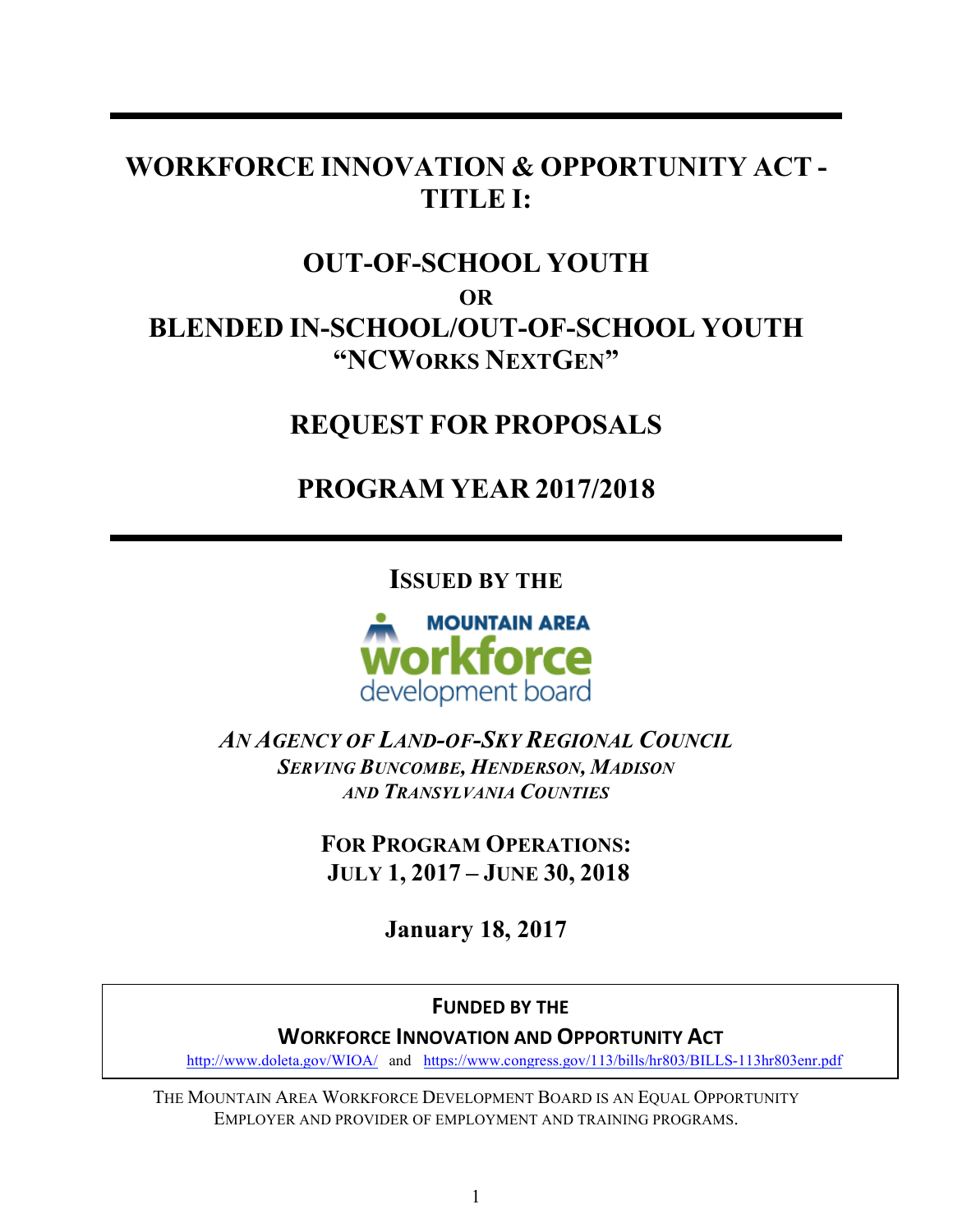# WORKFORCE INNOVATION & OPPORTUNITY ACT - TITLE I:

## OUT-OF-SCHOOL YOUTH
**OR**
## BLENDED IN-SCHOOL/OUT-OF-SCHOOL YOUTH
## "NCWORKS NEXTGEN"

## REQUEST FOR PROPOSALS

## PROGRAM YEAR 2017/2018

**ISSUED BY THE**

MOUNTAIN AREA workforce development board

***AN AGENCY OF LAND-OF-SKY REGIONAL COUNCIL***
***SERVING BUNCOMBE, HENDERSON, MADISON AND TRANSYLVANIA COUNTIES***

**FOR PROGRAM OPERATIONS:**
**JULY 1, 2017 – JUNE 30, 2018**

**January 18, 2017**

**FUNDED BY THE**
**WORKFORCE INNOVATION AND OPPORTUNITY ACT**
http://www.doleta.gov/WIOA/ and https://www.congress.gov/113/bills/hr803/BILLS-113hr803enr.pdf

THE MOUNTAIN AREA WORKFORCE DEVELOPMENT BOARD IS AN EQUAL OPPORTUNITY EMPLOYER AND PROVIDER OF EMPLOYMENT AND TRAINING PROGRAMS.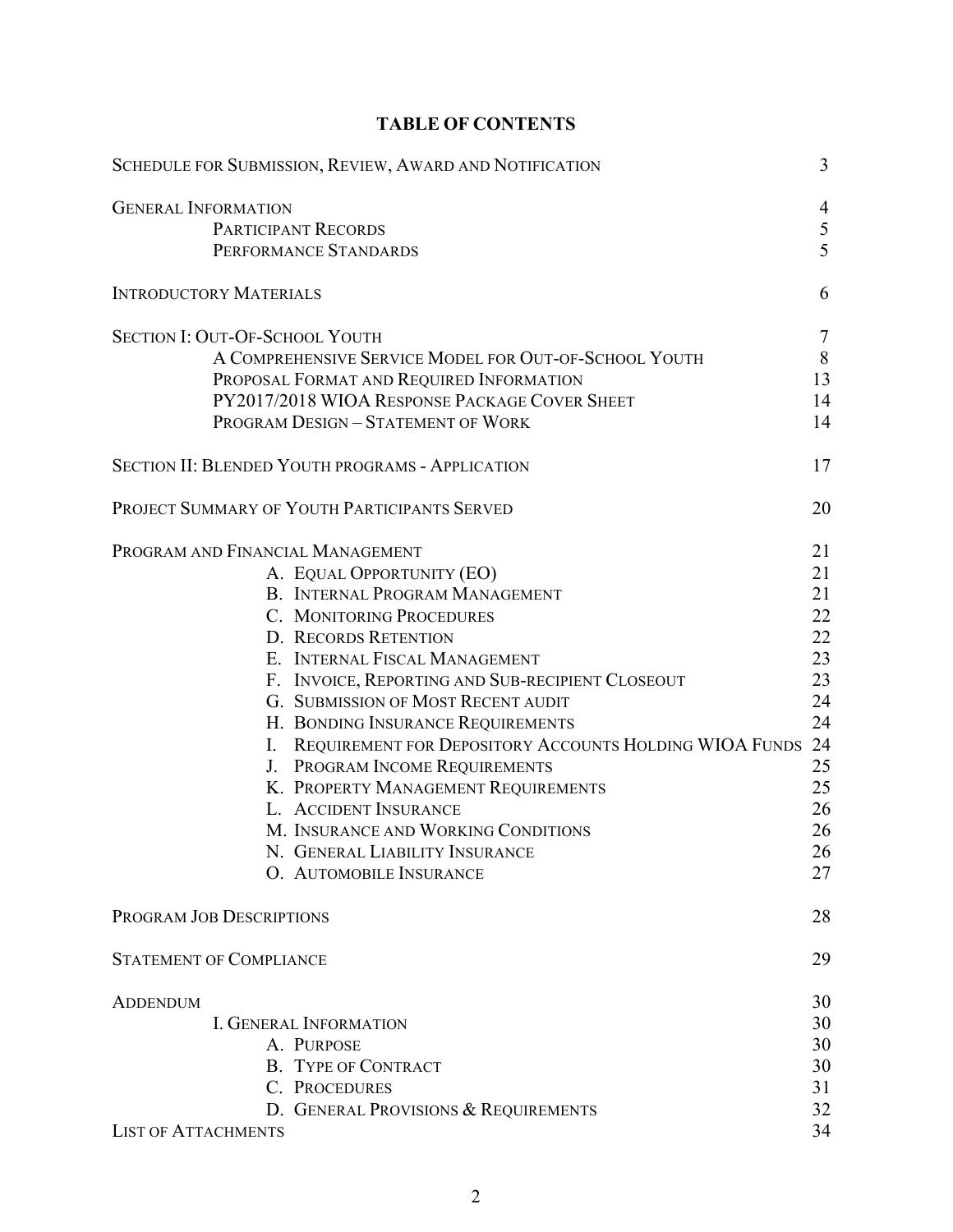# TABLE OF CONTENTS

| | |
|---|---|
| SCHEDULE FOR SUBMISSION, REVIEW, AWARD AND NOTIFICATION | 3 |
| GENERAL INFORMATION | 4 |
| PARTICIPANT RECORDS | 5 |
| PERFORMANCE STANDARDS | 5 |
| INTRODUCTORY MATERIALS | 6 |
| SECTION I: OUT-OF-SCHOOL YOUTH | 7 |
| A COMPREHENSIVE SERVICE MODEL FOR OUT-OF-SCHOOL YOUTH | 8 |
| PROPOSAL FORMAT AND REQUIRED INFORMATION | 13 |
| PY2017/2018 WIOA RESPONSE PACKAGE COVER SHEET | 14 |
| PROGRAM DESIGN – STATEMENT OF WORK | 14 |
| SECTION II: BLENDED YOUTH PROGRAMS - APPLICATION | 17 |
| PROJECT SUMMARY OF YOUTH PARTICIPANTS SERVED | 20 |
| PROGRAM AND FINANCIAL MANAGEMENT | 21 |
| A. EQUAL OPPORTUNITY (EO) | 21 |
| B. INTERNAL PROGRAM MANAGEMENT | 21 |
| C. MONITORING PROCEDURES | 22 |
| D. RECORDS RETENTION | 22 |
| E. INTERNAL FISCAL MANAGEMENT | 23 |
| F. INVOICE, REPORTING AND SUB-RECIPIENT CLOSEOUT | 23 |
| G. SUBMISSION OF MOST RECENT AUDIT | 24 |
| H. BONDING INSURANCE REQUIREMENTS | 24 |
| I. REQUIREMENT FOR DEPOSITORY ACCOUNTS HOLDING WIOA FUNDS | 24 |
| J. PROGRAM INCOME REQUIREMENTS | 25 |
| K. PROPERTY MANAGEMENT REQUIREMENTS | 25 |
| L. ACCIDENT INSURANCE | 26 |
| M. INSURANCE AND WORKING CONDITIONS | 26 |
| N. GENERAL LIABILITY INSURANCE | 26 |
| O. AUTOMOBILE INSURANCE | 27 |
| PROGRAM JOB DESCRIPTIONS | 28 |
| STATEMENT OF COMPLIANCE | 29 |
| ADDENDUM | 30 |
| I. GENERAL INFORMATION | 30 |
| A. PURPOSE | 30 |
| B. TYPE OF CONTRACT | 30 |
| C. PROCEDURES | 31 |
| D. GENERAL PROVISIONS & REQUIREMENTS | 32 |
| LIST OF ATTACHMENTS | 34 |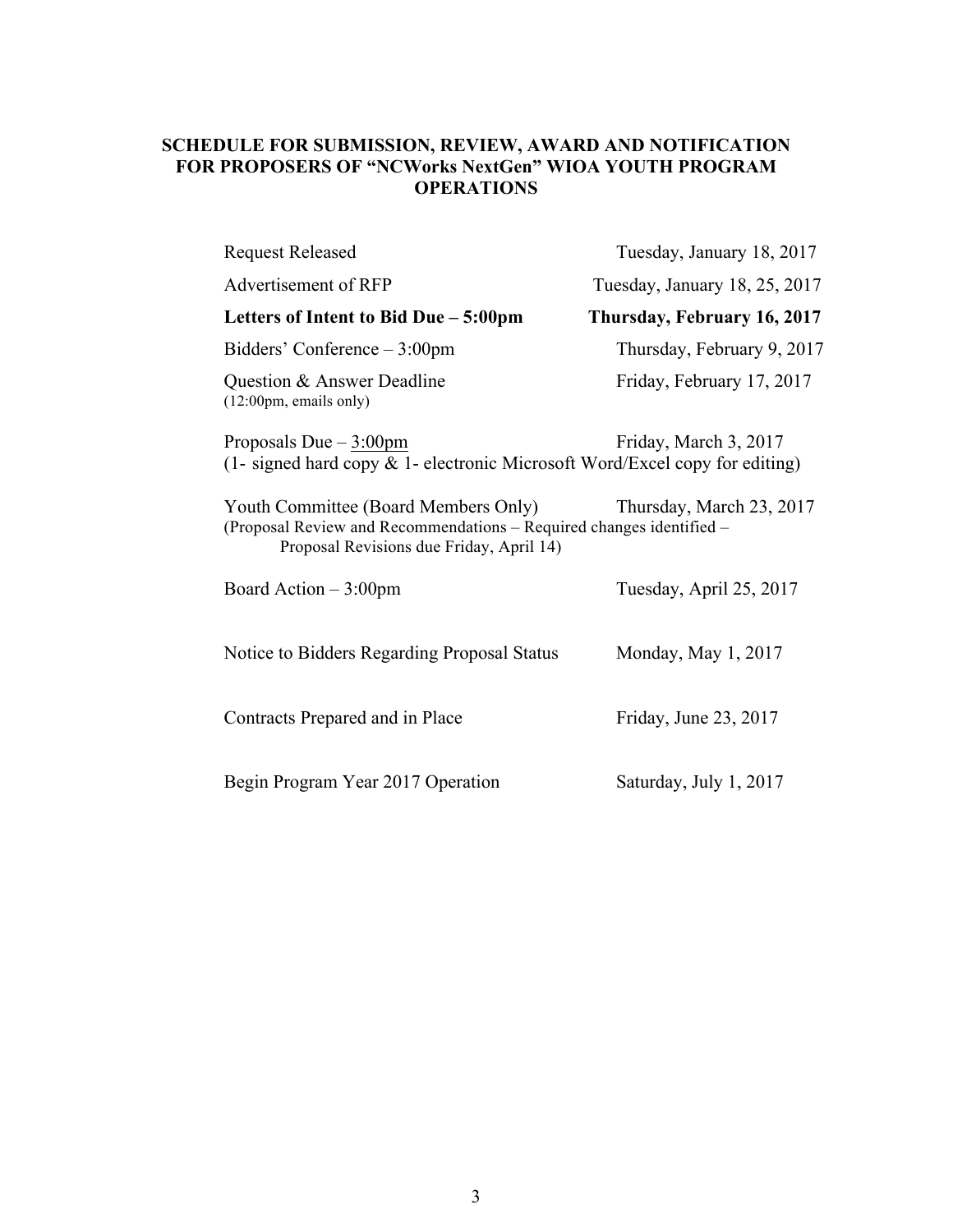## SCHEDULE FOR SUBMISSION, REVIEW, AWARD AND NOTIFICATION FOR PROPOSERS OF "NCWorks NextGen" WIOA YOUTH PROGRAM OPERATIONS

| | |
|---|---|
| Request Released | Tuesday, January 18, 2017 |
| Advertisement of RFP | Tuesday, January 18, 25, 2017 |
| **Letters of Intent to Bid Due – 5:00pm** | **Thursday, February 16, 2017** |
| Bidders' Conference – 3:00pm | Thursday, February 9, 2017 |
| Question & Answer Deadline (12:00pm, emails only) | Friday, February 17, 2017 |
| Proposals Due – 3:00pm (1- signed hard copy & 1- electronic Microsoft Word/Excel copy for editing) | Friday, March 3, 2017 |
| Youth Committee (Board Members Only) (Proposal Review and Recommendations – Required changes identified – Proposal Revisions due Friday, April 14) | Thursday, March 23, 2017 |
| Board Action – 3:00pm | Tuesday, April 25, 2017 |
| Notice to Bidders Regarding Proposal Status | Monday, May 1, 2017 |
| Contracts Prepared and in Place | Friday, June 23, 2017 |
| Begin Program Year 2017 Operation | Saturday, July 1, 2017 |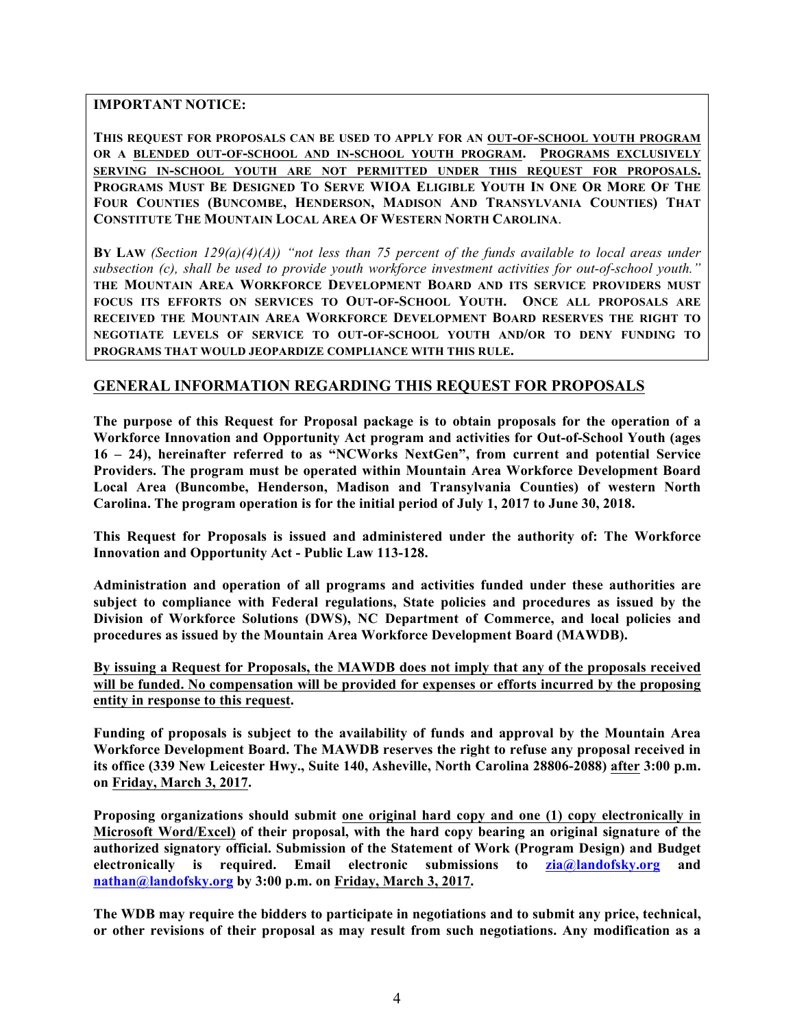**IMPORTANT NOTICE:**

**THIS REQUEST FOR PROPOSALS CAN BE USED TO APPLY FOR AN OUT-OF-SCHOOL YOUTH PROGRAM OR A BLENDED OUT-OF-SCHOOL AND IN-SCHOOL YOUTH PROGRAM. PROGRAMS EXCLUSIVELY SERVING IN-SCHOOL YOUTH ARE NOT PERMITTED UNDER THIS REQUEST FOR PROPOSALS. PROGRAMS MUST BE DESIGNED TO SERVE WIOA ELIGIBLE YOUTH IN ONE OR MORE OF THE FOUR COUNTIES (BUNCOMBE, HENDERSON, MADISON AND TRANSYLVANIA COUNTIES) THAT CONSTITUTE THE MOUNTAIN LOCAL AREA OF WESTERN NORTH CAROLINA.**

**BY LAW** *(Section 129(a)(4)(A)) "not less than 75 percent of the funds available to local areas under subsection (c), shall be used to provide youth workforce investment activities for out-of-school youth."* **THE MOUNTAIN AREA WORKFORCE DEVELOPMENT BOARD AND ITS SERVICE PROVIDERS MUST FOCUS ITS EFFORTS ON SERVICES TO OUT-OF-SCHOOL YOUTH. ONCE ALL PROPOSALS ARE RECEIVED THE MOUNTAIN AREA WORKFORCE DEVELOPMENT BOARD RESERVES THE RIGHT TO NEGOTIATE LEVELS OF SERVICE TO OUT-OF-SCHOOL YOUTH AND/OR TO DENY FUNDING TO PROGRAMS THAT WOULD JEOPARDIZE COMPLIANCE WITH THIS RULE.**

## GENERAL INFORMATION REGARDING THIS REQUEST FOR PROPOSALS

**The purpose of this Request for Proposal package is to obtain proposals for the operation of a Workforce Innovation and Opportunity Act program and activities for Out-of-School Youth (ages 16 – 24), hereinafter referred to as "NCWorks NextGen", from current and potential Service Providers. The program must be operated within Mountain Area Workforce Development Board Local Area (Buncombe, Henderson, Madison and Transylvania Counties) of western North Carolina. The program operation is for the initial period of July 1, 2017 to June 30, 2018.**

**This Request for Proposals is issued and administered under the authority of: The Workforce Innovation and Opportunity Act - Public Law 113-128.**

**Administration and operation of all programs and activities funded under these authorities are subject to compliance with Federal regulations, State policies and procedures as issued by the Division of Workforce Solutions (DWS), NC Department of Commerce, and local policies and procedures as issued by the Mountain Area Workforce Development Board (MAWDB).**

**By issuing a Request for Proposals, the MAWDB does not imply that any of the proposals received will be funded. No compensation will be provided for expenses or efforts incurred by the proposing entity in response to this request.**

**Funding of proposals is subject to the availability of funds and approval by the Mountain Area Workforce Development Board. The MAWDB reserves the right to refuse any proposal received in its office (339 New Leicester Hwy., Suite 140, Asheville, North Carolina 28806-2088) after 3:00 p.m. on Friday, March 3, 2017.**

**Proposing organizations should submit one original hard copy and one (1) copy electronically in Microsoft Word/Excel) of their proposal, with the hard copy bearing an original signature of the authorized signatory official. Submission of the Statement of Work (Program Design) and Budget electronically is required. Email electronic submissions to zia@landofsky.org and nathan@landofsky.org by 3:00 p.m. on Friday, March 3, 2017.**

**The WDB may require the bidders to participate in negotiations and to submit any price, technical, or other revisions of their proposal as may result from such negotiations. Any modification as a**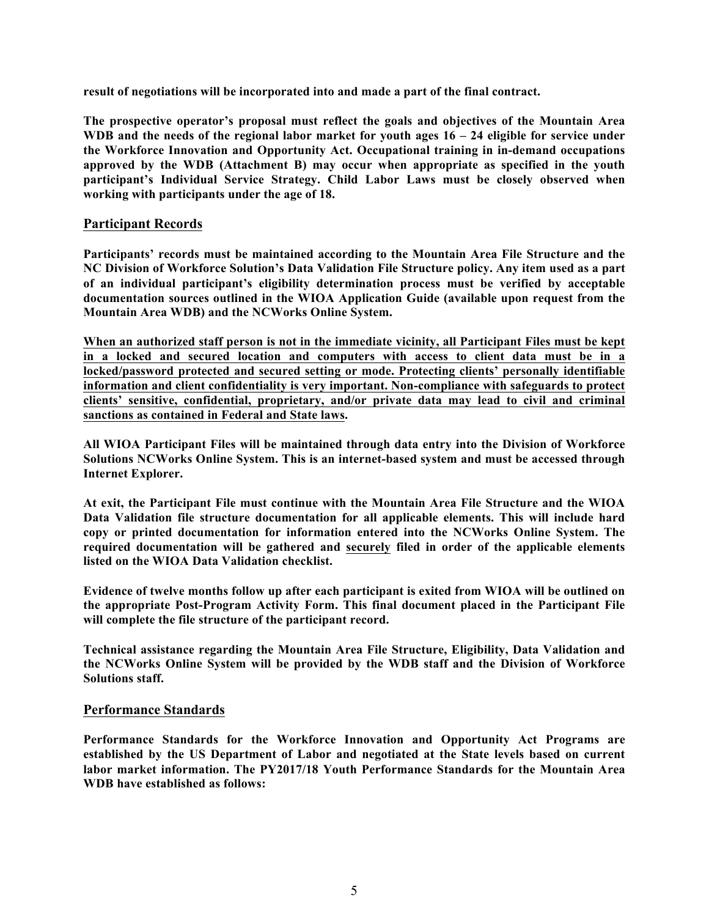**result of negotiations will be incorporated into and made a part of the final contract.**

**The prospective operator's proposal must reflect the goals and objectives of the Mountain Area WDB and the needs of the regional labor market for youth ages 16 – 24 eligible for service under the Workforce Innovation and Opportunity Act. Occupational training in in-demand occupations approved by the WDB (Attachment B) may occur when appropriate as specified in the youth participant's Individual Service Strategy. Child Labor Laws must be closely observed when working with participants under the age of 18.**

## Participant Records

**Participants' records must be maintained according to the Mountain Area File Structure and the NC Division of Workforce Solution's Data Validation File Structure policy. Any item used as a part of an individual participant's eligibility determination process must be verified by acceptable documentation sources outlined in the WIOA Application Guide (available upon request from the Mountain Area WDB) and the NCWorks Online System.**

<u>**When an authorized staff person is not in the immediate vicinity, all Participant Files must be kept in a locked and secured location and computers with access to client data must be in a locked/password protected and secured setting or mode. Protecting clients' personally identifiable information and client confidentiality is very important. Non-compliance with safeguards to protect clients' sensitive, confidential, proprietary, and/or private data may lead to civil and criminal sanctions as contained in Federal and State laws.**</u>

**All WIOA Participant Files will be maintained through data entry into the Division of Workforce Solutions NCWorks Online System. This is an internet-based system and must be accessed through Internet Explorer.**

**At exit, the Participant File must continue with the Mountain Area File Structure and the WIOA Data Validation file structure documentation for all applicable elements. This will include hard copy or printed documentation for information entered into the NCWorks Online System. The required documentation will be gathered and <u>securely</u> filed in order of the applicable elements listed on the WIOA Data Validation checklist.**

**Evidence of twelve months follow up after each participant is exited from WIOA will be outlined on the appropriate Post-Program Activity Form. This final document placed in the Participant File will complete the file structure of the participant record.**

**Technical assistance regarding the Mountain Area File Structure, Eligibility, Data Validation and the NCWorks Online System will be provided by the WDB staff and the Division of Workforce Solutions staff.**

## Performance Standards

**Performance Standards for the Workforce Innovation and Opportunity Act Programs are established by the US Department of Labor and negotiated at the State levels based on current labor market information. The PY2017/18 Youth Performance Standards for the Mountain Area WDB have established as follows:**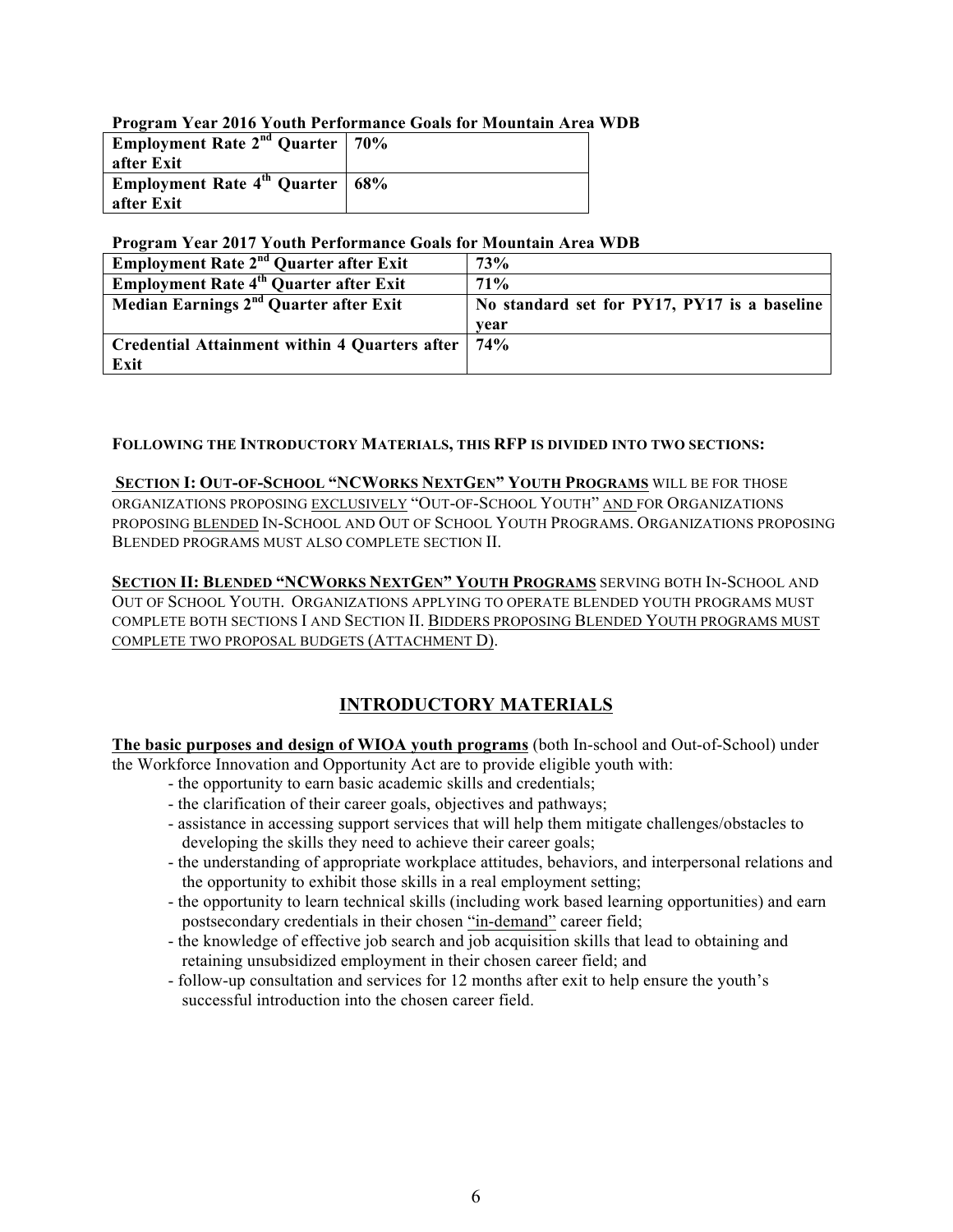**Program Year 2016 Youth Performance Goals for Mountain Area WDB**

| | |
|---|---|
| **Employment Rate 2nd Quarter after Exit** | **70%** |
| **Employment Rate 4th Quarter after Exit** | **68%** |

**Program Year 2017 Youth Performance Goals for Mountain Area WDB**

| | |
|---|---|
| **Employment Rate 2nd Quarter after Exit** | **73%** |
| **Employment Rate 4th Quarter after Exit** | **71%** |
| **Median Earnings 2nd Quarter after Exit** | **No standard set for PY17, PY17 is a baseline year** |
| **Credential Attainment within 4 Quarters after Exit** | **74%** |

**FOLLOWING THE INTRODUCTORY MATERIALS, THIS RFP IS DIVIDED INTO TWO SECTIONS:**

**<u>SECTION I: OUT-OF-SCHOOL "NCWORKS NEXTGEN" YOUTH PROGRAMS</u>** WILL BE FOR THOSE ORGANIZATIONS PROPOSING <u>EXCLUSIVELY</u> "OUT-OF-SCHOOL YOUTH" <u>AND</u> FOR ORGANIZATIONS PROPOSING <u>BLENDED</u> IN-SCHOOL AND OUT OF SCHOOL YOUTH PROGRAMS. ORGANIZATIONS PROPOSING BLENDED PROGRAMS MUST ALSO COMPLETE SECTION II.

**<u>SECTION II: BLENDED "NCWORKS NEXTGEN" YOUTH PROGRAMS</u>** SERVING BOTH IN-SCHOOL AND OUT OF SCHOOL YOUTH. ORGANIZATIONS APPLYING TO OPERATE BLENDED YOUTH PROGRAMS MUST COMPLETE BOTH SECTIONS I AND SECTION II. <u>BIDDERS PROPOSING BLENDED YOUTH PROGRAMS MUST COMPLETE TWO PROPOSAL BUDGETS (ATTACHMENT D)</u>.

## <u>INTRODUCTORY MATERIALS</u>

**<u>The basic purposes and design of WIOA youth programs</u>** (both In-school and Out-of-School) under the Workforce Innovation and Opportunity Act are to provide eligible youth with:

- the opportunity to earn basic academic skills and credentials;
- the clarification of their career goals, objectives and pathways;
- assistance in accessing support services that will help them mitigate challenges/obstacles to developing the skills they need to achieve their career goals;
- the understanding of appropriate workplace attitudes, behaviors, and interpersonal relations and the opportunity to exhibit those skills in a real employment setting;
- the opportunity to learn technical skills (including work based learning opportunities) and earn postsecondary credentials in their chosen <u>"in-demand"</u> career field;
- the knowledge of effective job search and job acquisition skills that lead to obtaining and retaining unsubsidized employment in their chosen career field; and
- follow-up consultation and services for 12 months after exit to help ensure the youth's successful introduction into the chosen career field.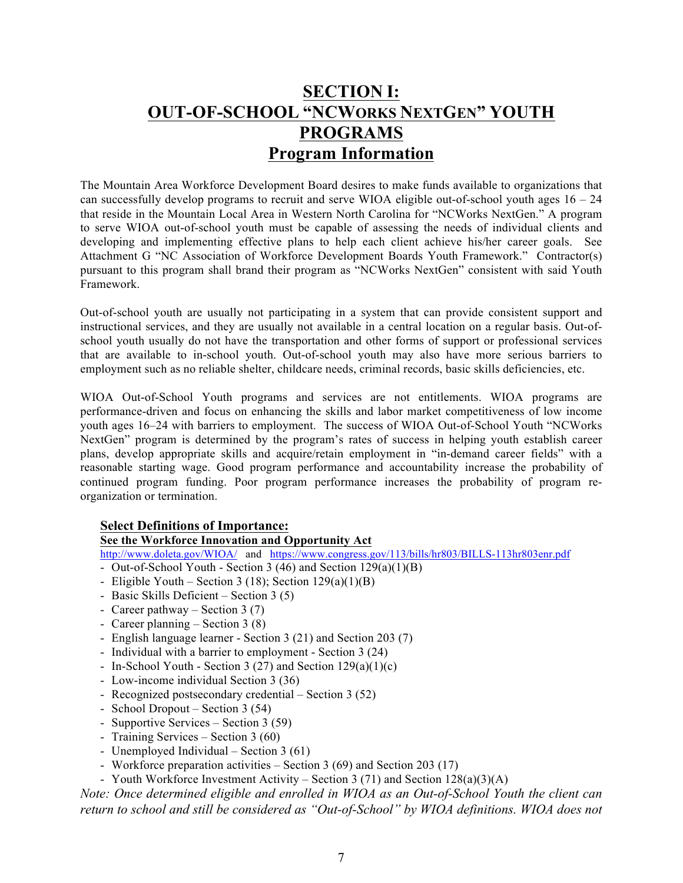# SECTION I: OUT-OF-SCHOOL "NCWORKS NEXTGEN" YOUTH PROGRAMS

## Program Information

The Mountain Area Workforce Development Board desires to make funds available to organizations that can successfully develop programs to recruit and serve WIOA eligible out-of-school youth ages 16 – 24 that reside in the Mountain Local Area in Western North Carolina for "NCWorks NextGen." A program to serve WIOA out-of-school youth must be capable of assessing the needs of individual clients and developing and implementing effective plans to help each client achieve his/her career goals. See Attachment G "NC Association of Workforce Development Boards Youth Framework." Contractor(s) pursuant to this program shall brand their program as "NCWorks NextGen" consistent with said Youth Framework.

Out-of-school youth are usually not participating in a system that can provide consistent support and instructional services, and they are usually not available in a central location on a regular basis. Out-of-school youth usually do not have the transportation and other forms of support or professional services that are available to in-school youth. Out-of-school youth may also have more serious barriers to employment such as no reliable shelter, childcare needs, criminal records, basic skills deficiencies, etc.

WIOA Out-of-School Youth programs and services are not entitlements. WIOA programs are performance-driven and focus on enhancing the skills and labor market competitiveness of low income youth ages 16–24 with barriers to employment. The success of WIOA Out-of-School Youth "NCWorks NextGen" program is determined by the program's rates of success in helping youth establish career plans, develop appropriate skills and acquire/retain employment in "in-demand career fields" with a reasonable starting wage. Good program performance and accountability increase the probability of continued program funding. Poor program performance increases the probability of program re-organization or termination.

**Select Definitions of Importance:**

**See the Workforce Innovation and Opportunity Act**

http://www.doleta.gov/WIOA/ and https://www.congress.gov/113/bills/hr803/BILLS-113hr803enr.pdf

- Out-of-School Youth - Section 3 (46) and Section 129(a)(1)(B)
- Eligible Youth – Section 3 (18); Section 129(a)(1)(B)
- Basic Skills Deficient – Section 3 (5)
- Career pathway – Section 3 (7)
- Career planning – Section 3 (8)
- English language learner - Section 3 (21) and Section 203 (7)
- Individual with a barrier to employment - Section 3 (24)
- In-School Youth - Section 3 (27) and Section 129(a)(1)(c)
- Low-income individual Section 3 (36)
- Recognized postsecondary credential – Section 3 (52)
- School Dropout – Section 3 (54)
- Supportive Services – Section 3 (59)
- Training Services – Section 3 (60)
- Unemployed Individual – Section 3 (61)
- Workforce preparation activities – Section 3 (69) and Section 203 (17)
- Youth Workforce Investment Activity – Section 3 (71) and Section 128(a)(3)(A)

*Note: Once determined eligible and enrolled in WIOA as an Out-of-School Youth the client can return to school and still be considered as "Out-of-School" by WIOA definitions. WIOA does not*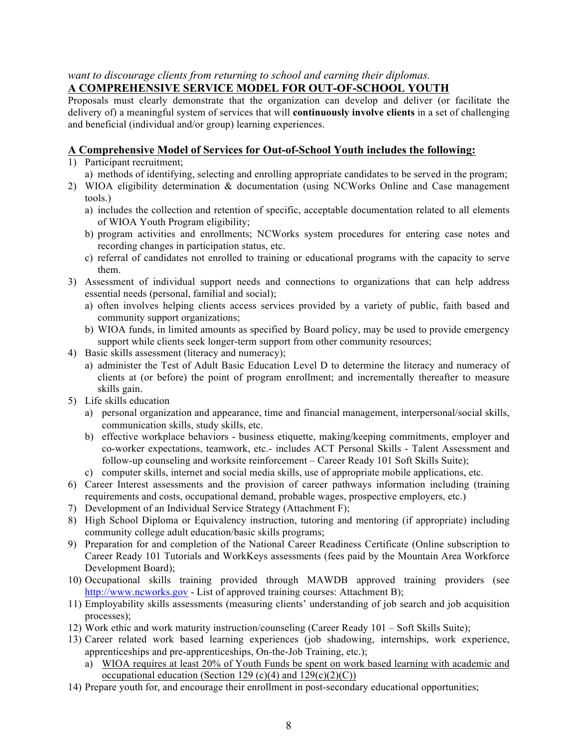*want to discourage clients from returning to school and earning their diplomas.*

**A COMPREHENSIVE SERVICE MODEL FOR OUT-OF-SCHOOL YOUTH**

Proposals must clearly demonstrate that the organization can develop and deliver (or facilitate the delivery of) a meaningful system of services that will **continuously involve clients** in a set of challenging and beneficial (individual and/or group) learning experiences.

**A Comprehensive Model of Services for Out-of-School Youth includes the following:**

1) Participant recruitment;
   a) methods of identifying, selecting and enrolling appropriate candidates to be served in the program;
2) WIOA eligibility determination & documentation (using NCWorks Online and Case management tools.)
   a) includes the collection and retention of specific, acceptable documentation related to all elements of WIOA Youth Program eligibility;
   b) program activities and enrollments; NCWorks system procedures for entering case notes and recording changes in participation status, etc.
   c) referral of candidates not enrolled to training or educational programs with the capacity to serve them.
3) Assessment of individual support needs and connections to organizations that can help address essential needs (personal, familial and social);
   a) often involves helping clients access services provided by a variety of public, faith based and community support organizations;
   b) WIOA funds, in limited amounts as specified by Board policy, may be used to provide emergency support while clients seek longer-term support from other community resources;
4) Basic skills assessment (literacy and numeracy);
   a) administer the Test of Adult Basic Education Level D to determine the literacy and numeracy of clients at (or before) the point of program enrollment; and incrementally thereafter to measure skills gain.
5) Life skills education
   a) personal organization and appearance, time and financial management, interpersonal/social skills, communication skills, study skills, etc.
   b) effective workplace behaviors - business etiquette, making/keeping commitments, employer and co-worker expectations, teamwork, etc.- includes ACT Personal Skills - Talent Assessment and follow-up counseling and worksite reinforcement – Career Ready 101 Soft Skills Suite);
   c) computer skills, internet and social media skills, use of appropriate mobile applications, etc.
6) Career Interest assessments and the provision of career pathways information including (training requirements and costs, occupational demand, probable wages, prospective employers, etc.)
7) Development of an Individual Service Strategy (Attachment F);
8) High School Diploma or Equivalency instruction, tutoring and mentoring (if appropriate) including community college adult education/basic skills programs;
9) Preparation for and completion of the National Career Readiness Certificate (Online subscription to Career Ready 101 Tutorials and WorkKeys assessments (fees paid by the Mountain Area Workforce Development Board);
10) Occupational skills training provided through MAWDB approved training providers (see http://www.ncworks.gov - List of approved training courses: Attachment B);
11) Employability skills assessments (measuring clients' understanding of job search and job acquisition processes);
12) Work ethic and work maturity instruction/counseling (Career Ready 101 – Soft Skills Suite);
13) Career related work based learning experiences (job shadowing, internships, work experience, apprenticeships and pre-apprenticeships, On-the-Job Training, etc.);
    a) <u>WIOA requires at least 20% of Youth Funds be spent on work based learning with academic and occupational education (Section 129 (c)(4) and 129(c)(2)(C))</u>
14) Prepare youth for, and encourage their enrollment in post-secondary educational opportunities;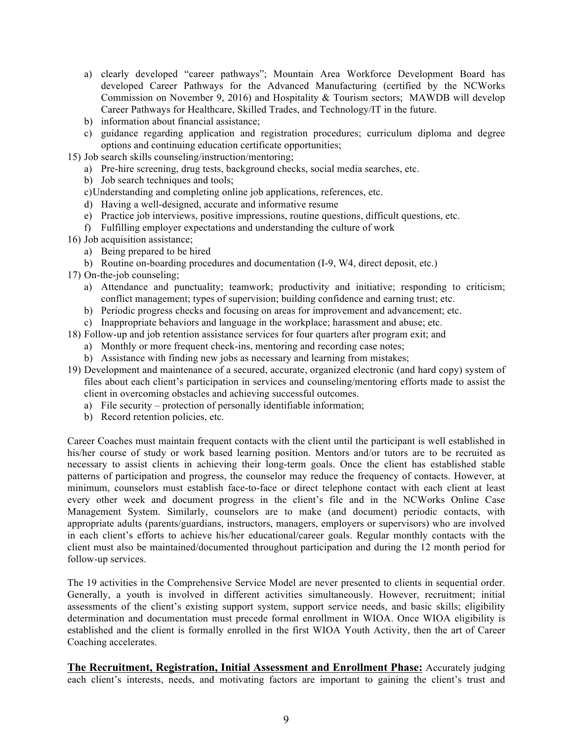a) clearly developed "career pathways"; Mountain Area Workforce Development Board has developed Career Pathways for the Advanced Manufacturing (certified by the NCWorks Commission on November 9, 2016) and Hospitality & Tourism sectors; MAWDB will develop Career Pathways for Healthcare, Skilled Trades, and Technology/IT in the future.
   b) information about financial assistance;
   c) guidance regarding application and registration procedures; curriculum diploma and degree options and continuing education certificate opportunities;

15) Job search skills counseling/instruction/mentoring;
    a) Pre-hire screening, drug tests, background checks, social media searches, etc.
    b) Job search techniques and tools;
    c) Understanding and completing online job applications, references, etc.
    d) Having a well-designed, accurate and informative resume
    e) Practice job interviews, positive impressions, routine questions, difficult questions, etc.
    f) Fulfilling employer expectations and understanding the culture of work
16) Job acquisition assistance;
    a) Being prepared to be hired
    b) Routine on-boarding procedures and documentation (I-9, W4, direct deposit, etc.)
17) On-the-job counseling;
    a) Attendance and punctuality; teamwork; productivity and initiative; responding to criticism; conflict management; types of supervision; building confidence and earning trust; etc.
    b) Periodic progress checks and focusing on areas for improvement and advancement; etc.
    c) Inappropriate behaviors and language in the workplace; harassment and abuse; etc.
18) Follow-up and job retention assistance services for four quarters after program exit; and
    a) Monthly or more frequent check-ins, mentoring and recording case notes;
    b) Assistance with finding new jobs as necessary and learning from mistakes;
19) Development and maintenance of a secured, accurate, organized electronic (and hard copy) system of files about each client's participation in services and counseling/mentoring efforts made to assist the client in overcoming obstacles and achieving successful outcomes.
    a) File security – protection of personally identifiable information;
    b) Record retention policies, etc.

Career Coaches must maintain frequent contacts with the client until the participant is well established in his/her course of study or work based learning position. Mentors and/or tutors are to be recruited as necessary to assist clients in achieving their long-term goals. Once the client has established stable patterns of participation and progress, the counselor may reduce the frequency of contacts. However, at minimum, counselors must establish face-to-face or direct telephone contact with each client at least every other week and document progress in the client's file and in the NCWorks Online Case Management System. Similarly, counselors are to make (and document) periodic contacts, with appropriate adults (parents/guardians, instructors, managers, employers or supervisors) who are involved in each client's efforts to achieve his/her educational/career goals. Regular monthly contacts with the client must also be maintained/documented throughout participation and during the 12 month period for follow-up services.

The 19 activities in the Comprehensive Service Model are never presented to clients in sequential order. Generally, a youth is involved in different activities simultaneously. However, recruitment; initial assessments of the client's existing support system, support service needs, and basic skills; eligibility determination and documentation must precede formal enrollment in WIOA. Once WIOA eligibility is established and the client is formally enrolled in the first WIOA Youth Activity, then the art of Career Coaching accelerates.

**The Recruitment, Registration, Initial Assessment and Enrollment Phase:** Accurately judging each client's interests, needs, and motivating factors are important to gaining the client's trust and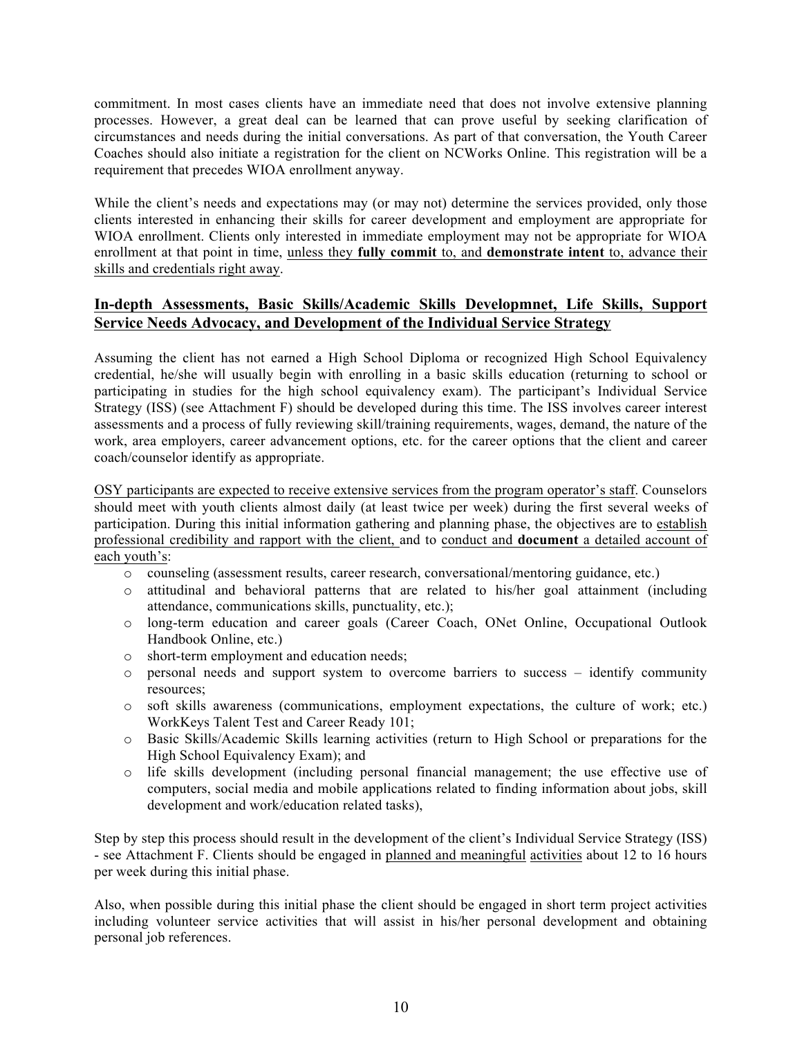commitment. In most cases clients have an immediate need that does not involve extensive planning processes. However, a great deal can be learned that can prove useful by seeking clarification of circumstances and needs during the initial conversations. As part of that conversation, the Youth Career Coaches should also initiate a registration for the client on NCWorks Online. This registration will be a requirement that precedes WIOA enrollment anyway.

While the client's needs and expectations may (or may not) determine the services provided, only those clients interested in enhancing their skills for career development and employment are appropriate for WIOA enrollment. Clients only interested in immediate employment may not be appropriate for WIOA enrollment at that point in time, <u>unless they **fully commit** to, and **demonstrate intent** to, advance their skills and credentials right away</u>.

## <u>In-depth Assessments, Basic Skills/Academic Skills Developmnet, Life Skills, Support Service Needs Advocacy, and Development of the Individual Service Strategy</u>

Assuming the client has not earned a High School Diploma or recognized High School Equivalency credential, he/she will usually begin with enrolling in a basic skills education (returning to school or participating in studies for the high school equivalency exam). The participant's Individual Service Strategy (ISS) (see Attachment F) should be developed during this time. The ISS involves career interest assessments and a process of fully reviewing skill/training requirements, wages, demand, the nature of the work, area employers, career advancement options, etc. for the career options that the client and career coach/counselor identify as appropriate.

<u>OSY participants are expected to receive extensive services from the program operator's staff</u>. Counselors should meet with youth clients almost daily (at least twice per week) during the first several weeks of participation. During this initial information gathering and planning phase, the objectives are to <u>establish professional credibility and rapport with the client,</u> and to <u>conduct and **document** a detailed account of each youth's</u>:

- counseling (assessment results, career research, conversational/mentoring guidance, etc.)
- attitudinal and behavioral patterns that are related to his/her goal attainment (including attendance, communications skills, punctuality, etc.);
- long-term education and career goals (Career Coach, ONet Online, Occupational Outlook Handbook Online, etc.)
- short-term employment and education needs;
- personal needs and support system to overcome barriers to success – identify community resources;
- soft skills awareness (communications, employment expectations, the culture of work; etc.) WorkKeys Talent Test and Career Ready 101;
- Basic Skills/Academic Skills learning activities (return to High School or preparations for the High School Equivalency Exam); and
- life skills development (including personal financial management; the use effective use of computers, social media and mobile applications related to finding information about jobs, skill development and work/education related tasks),

Step by step this process should result in the development of the client's Individual Service Strategy (ISS) - see Attachment F. Clients should be engaged in <u>planned and meaningful</u> <u>activities</u> about 12 to 16 hours per week during this initial phase.

Also, when possible during this initial phase the client should be engaged in short term project activities including volunteer service activities that will assist in his/her personal development and obtaining personal job references.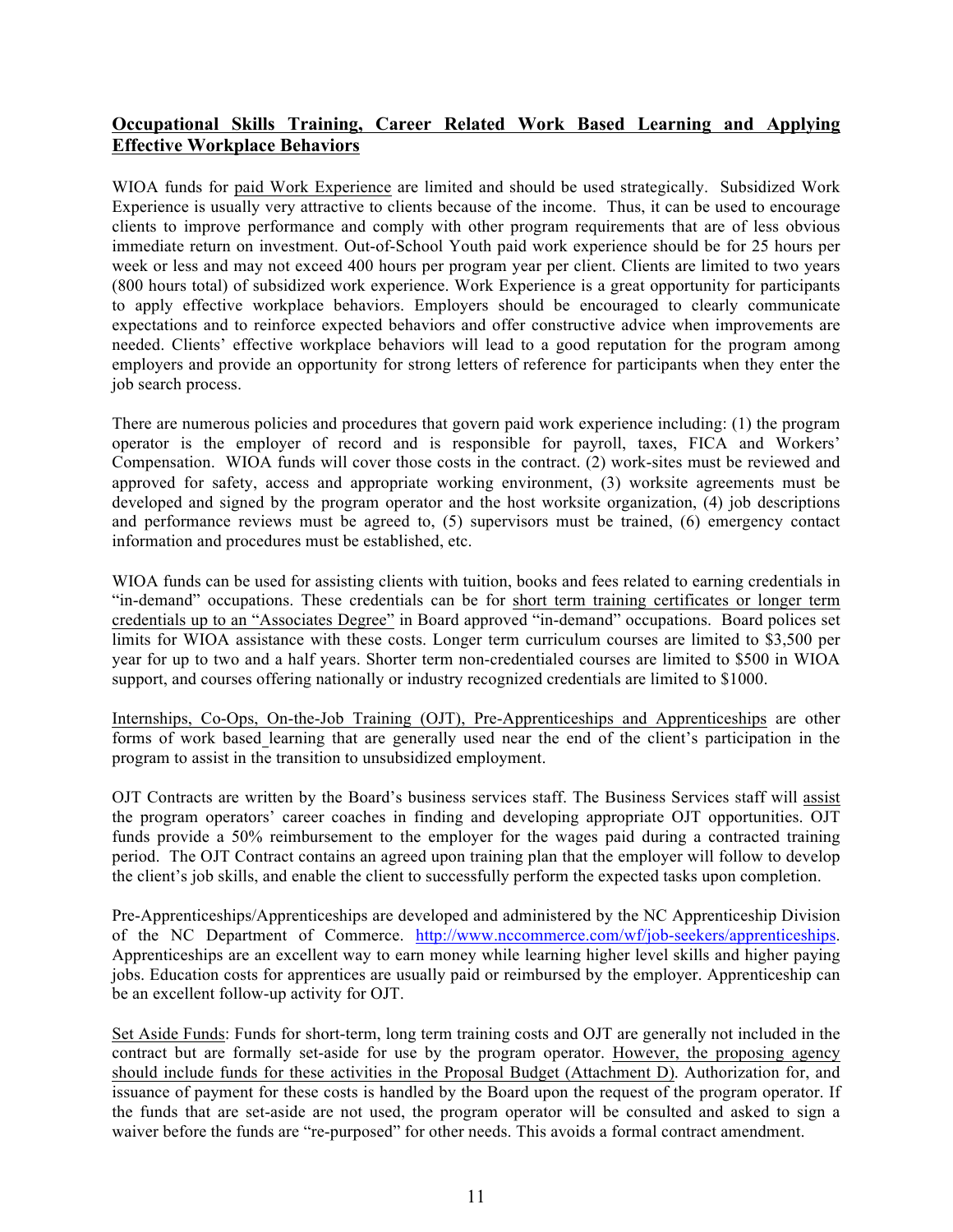## Occupational Skills Training, Career Related Work Based Learning and Applying Effective Workplace Behaviors

WIOA funds for paid Work Experience are limited and should be used strategically. Subsidized Work Experience is usually very attractive to clients because of the income. Thus, it can be used to encourage clients to improve performance and comply with other program requirements that are of less obvious immediate return on investment. Out-of-School Youth paid work experience should be for 25 hours per week or less and may not exceed 400 hours per program year per client. Clients are limited to two years (800 hours total) of subsidized work experience. Work Experience is a great opportunity for participants to apply effective workplace behaviors. Employers should be encouraged to clearly communicate expectations and to reinforce expected behaviors and offer constructive advice when improvements are needed. Clients' effective workplace behaviors will lead to a good reputation for the program among employers and provide an opportunity for strong letters of reference for participants when they enter the job search process.

There are numerous policies and procedures that govern paid work experience including: (1) the program operator is the employer of record and is responsible for payroll, taxes, FICA and Workers' Compensation. WIOA funds will cover those costs in the contract. (2) work-sites must be reviewed and approved for safety, access and appropriate working environment, (3) worksite agreements must be developed and signed by the program operator and the host worksite organization, (4) job descriptions and performance reviews must be agreed to, (5) supervisors must be trained, (6) emergency contact information and procedures must be established, etc.

WIOA funds can be used for assisting clients with tuition, books and fees related to earning credentials in "in-demand" occupations. These credentials can be for short term training certificates or longer term credentials up to an "Associates Degree" in Board approved "in-demand" occupations. Board polices set limits for WIOA assistance with these costs. Longer term curriculum courses are limited to $3,500 per year for up to two and a half years. Shorter term non-credentialed courses are limited to $500 in WIOA support, and courses offering nationally or industry recognized credentials are limited to $1000.

Internships, Co-Ops, On-the-Job Training (OJT), Pre-Apprenticeships and Apprenticeships are other forms of work based learning that are generally used near the end of the client's participation in the program to assist in the transition to unsubsidized employment.

OJT Contracts are written by the Board's business services staff. The Business Services staff will assist the program operators' career coaches in finding and developing appropriate OJT opportunities. OJT funds provide a 50% reimbursement to the employer for the wages paid during a contracted training period. The OJT Contract contains an agreed upon training plan that the employer will follow to develop the client's job skills, and enable the client to successfully perform the expected tasks upon completion.

Pre-Apprenticeships/Apprenticeships are developed and administered by the NC Apprenticeship Division of the NC Department of Commerce. http://www.nccommerce.com/wf/job-seekers/apprenticeships. Apprenticeships are an excellent way to earn money while learning higher level skills and higher paying jobs. Education costs for apprentices are usually paid or reimbursed by the employer. Apprenticeship can be an excellent follow-up activity for OJT.

Set Aside Funds: Funds for short-term, long term training costs and OJT are generally not included in the contract but are formally set-aside for use by the program operator. However, the proposing agency should include funds for these activities in the Proposal Budget (Attachment D). Authorization for, and issuance of payment for these costs is handled by the Board upon the request of the program operator. If the funds that are set-aside are not used, the program operator will be consulted and asked to sign a waiver before the funds are "re-purposed" for other needs. This avoids a formal contract amendment.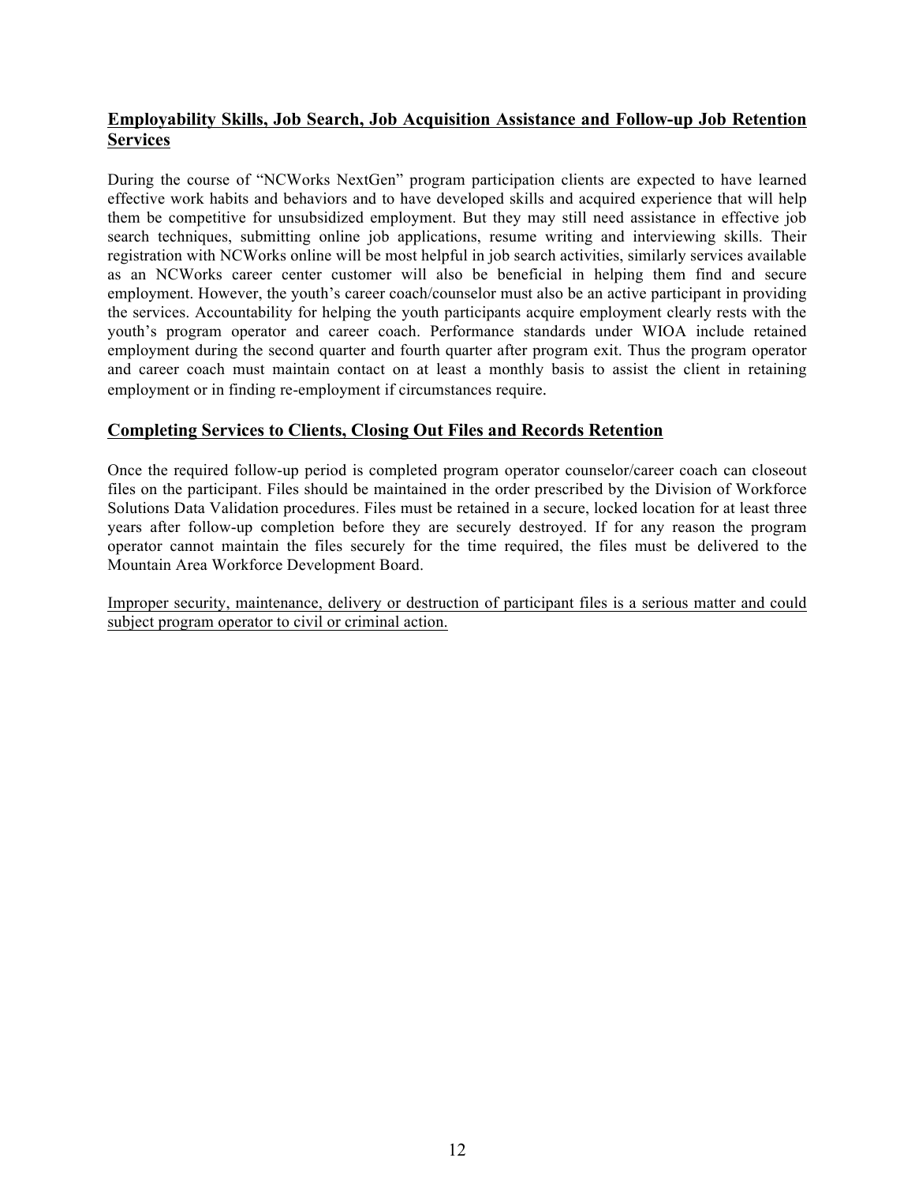## Employability Skills, Job Search, Job Acquisition Assistance and Follow-up Job Retention Services

During the course of "NCWorks NextGen" program participation clients are expected to have learned effective work habits and behaviors and to have developed skills and acquired experience that will help them be competitive for unsubsidized employment. But they may still need assistance in effective job search techniques, submitting online job applications, resume writing and interviewing skills. Their registration with NCWorks online will be most helpful in job search activities, similarly services available as an NCWorks career center customer will also be beneficial in helping them find and secure employment. However, the youth's career coach/counselor must also be an active participant in providing the services. Accountability for helping the youth participants acquire employment clearly rests with the youth's program operator and career coach. Performance standards under WIOA include retained employment during the second quarter and fourth quarter after program exit. Thus the program operator and career coach must maintain contact on at least a monthly basis to assist the client in retaining employment or in finding re-employment if circumstances require.

## Completing Services to Clients, Closing Out Files and Records Retention

Once the required follow-up period is completed program operator counselor/career coach can closeout files on the participant. Files should be maintained in the order prescribed by the Division of Workforce Solutions Data Validation procedures. Files must be retained in a secure, locked location for at least three years after follow-up completion before they are securely destroyed. If for any reason the program operator cannot maintain the files securely for the time required, the files must be delivered to the Mountain Area Workforce Development Board.

Improper security, maintenance, delivery or destruction of participant files is a serious matter and could subject program operator to civil or criminal action.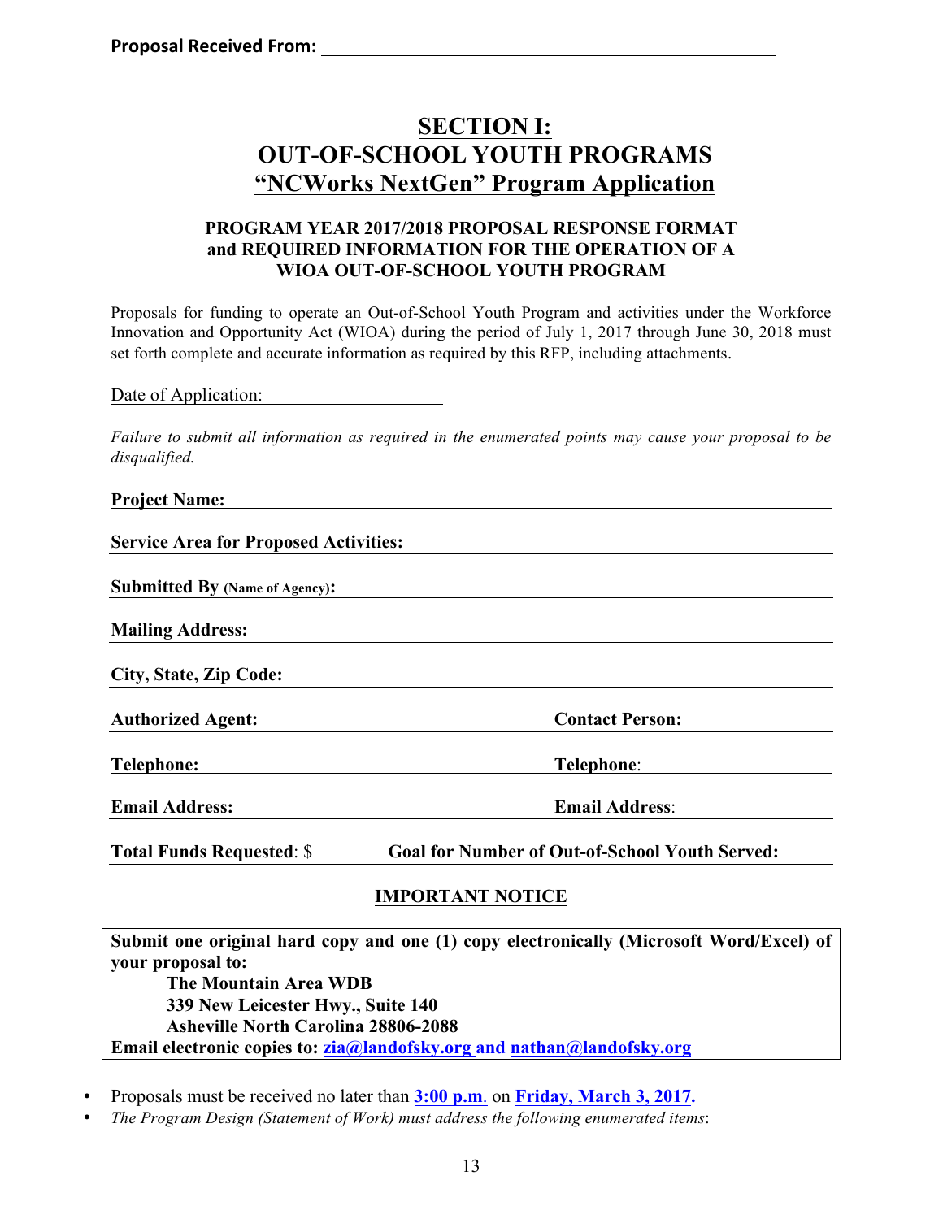**Proposal Received From:** ______________________________

# SECTION I:
# OUT-OF-SCHOOL YOUTH PROGRAMS
# "NCWorks NextGen" Program Application

### PROGRAM YEAR 2017/2018 PROPOSAL RESPONSE FORMAT and REQUIRED INFORMATION FOR THE OPERATION OF A WIOA OUT-OF-SCHOOL YOUTH PROGRAM

Proposals for funding to operate an Out-of-School Youth Program and activities under the Workforce Innovation and Opportunity Act (WIOA) during the period of July 1, 2017 through June 30, 2018 must set forth complete and accurate information as required by this RFP, including attachments.

Date of Application: ____________________

*Failure to submit all information as required in the enumerated points may cause your proposal to be disqualified.*

**Project Name:** ______________________________

**Service Area for Proposed Activities:** ______________________________

**Submitted By** (Name of Agency)**:** ______________________________

**Mailing Address:** ______________________________

**City, State, Zip Code:** ______________________________

**Authorized Agent:** ____________________ **Contact Person:** ____________________

**Telephone:** ____________________ **Telephone**: ____________________

**Email Address:** ____________________ **Email Address**: ____________________

**Total Funds Requested**: $ ____________ **Goal for Number of Out-of-School Youth Served:** ____________

## IMPORTANT NOTICE

**Submit one original hard copy and one (1) copy electronically (Microsoft Word/Excel) of your proposal to:**

**The Mountain Area WDB**
**339 New Leicester Hwy., Suite 140**
**Asheville North Carolina 28806-2088**

**Email electronic copies to: zia@landofsky.org and nathan@landofsky.org**

- Proposals must be received no later than **3:00 p.m**. on **Friday, March 3, 2017.**
- *The Program Design (Statement of Work) must address the following enumerated items*: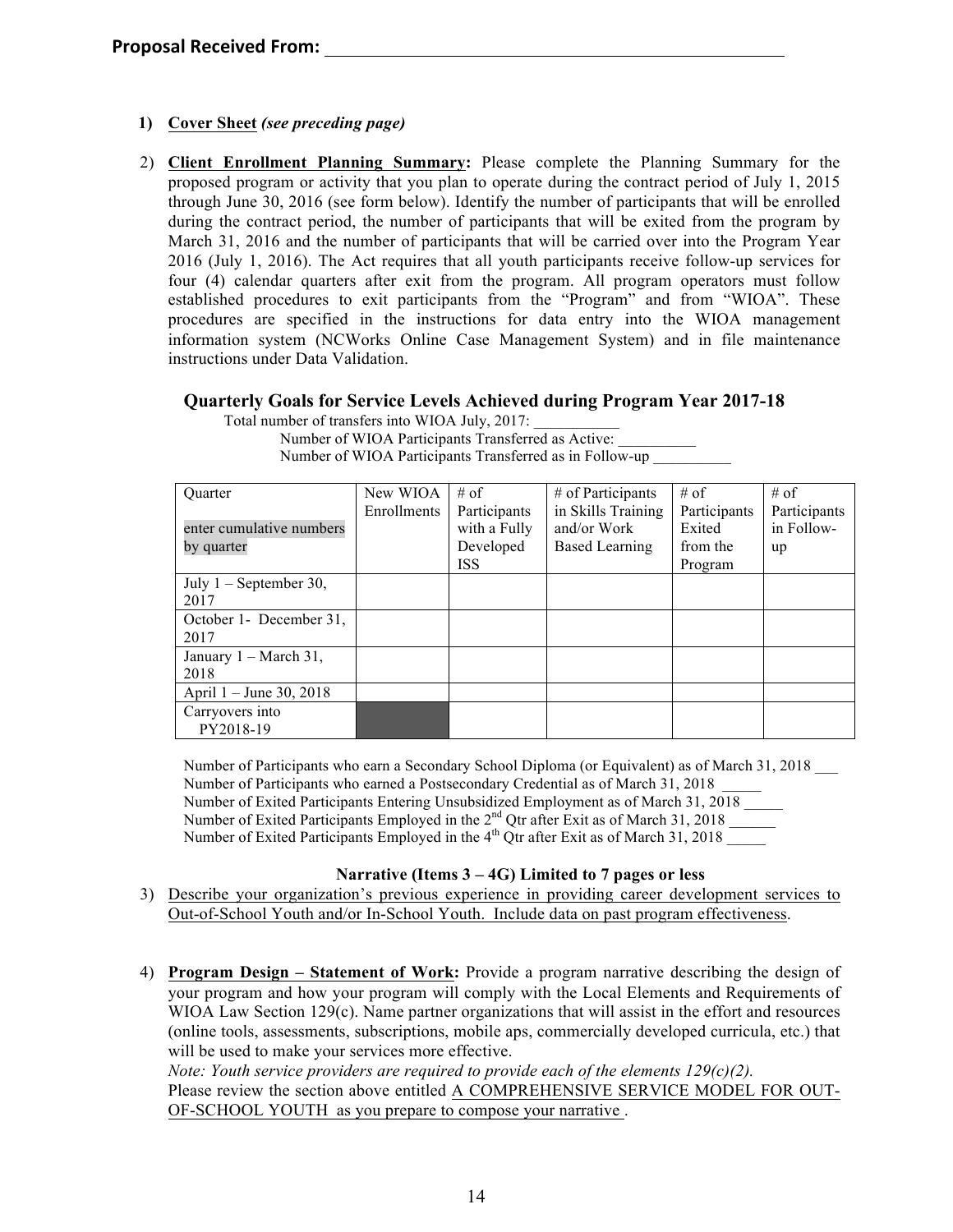**Proposal Received From:** ______________________________________________

1) **Cover Sheet** ***(see preceding page)***

2) **Client Enrollment Planning Summary:** Please complete the Planning Summary for the proposed program or activity that you plan to operate during the contract period of July 1, 2015 through June 30, 2016 (see form below). Identify the number of participants that will be enrolled during the contract period, the number of participants that will be exited from the program by March 31, 2016 and the number of participants that will be carried over into the Program Year 2016 (July 1, 2016). The Act requires that all youth participants receive follow-up services for four (4) calendar quarters after exit from the program. All program operators must follow established procedures to exit participants from the "Program" and from "WIOA". These procedures are specified in the instructions for data entry into the WIOA management information system (NCWorks Online Case Management System) and in file maintenance instructions under Data Validation.

### Quarterly Goals for Service Levels Achieved during Program Year 2017-18

Total number of transfers into WIOA July, 2017: ___________

Number of WIOA Participants Transferred as Active: __________

Number of WIOA Participants Transferred as in Follow-up __________

| Quarter<br><br>enter cumulative numbers by quarter | New WIOA Enrollments | # of Participants with a Fully Developed ISS | # of Participants in Skills Training and/or Work Based Learning | # of Participants Exited from the Program | # of Participants in Follow-up |
|---|---|---|---|---|---|
| July 1 – September 30, 2017 | | | | | |
| October 1- December 31, 2017 | | | | | |
| January 1 – March 31, 2018 | | | | | |
| April 1 – June 30, 2018 | | | | | |
| Carryovers into PY2018-19 | | | | | |

Number of Participants who earn a Secondary School Diploma (or Equivalent) as of March 31, 2018 ___

Number of Participants who earned a Postsecondary Credential as of March 31, 2018 _____

Number of Exited Participants Entering Unsubsidized Employment as of March 31, 2018 _____

Number of Exited Participants Employed in the 2nd Qtr after Exit as of March 31, 2018 ______

Number of Exited Participants Employed in the 4th Qtr after Exit as of March 31, 2018 _____

**Narrative (Items 3 – 4G) Limited to 7 pages or less**

3) Describe your organization's previous experience in providing career development services to Out-of-School Youth and/or In-School Youth. Include data on past program effectiveness.

4) **Program Design – Statement of Work:** Provide a program narrative describing the design of your program and how your program will comply with the Local Elements and Requirements of WIOA Law Section 129(c). Name partner organizations that will assist in the effort and resources (online tools, assessments, subscriptions, mobile apps, commercially developed curricula, etc.) that will be used to make your services more effective.
*Note: Youth service providers are required to provide each of the elements 129(c)(2).*
Please review the section above entitled A COMPREHENSIVE SERVICE MODEL FOR OUT-OF-SCHOOL YOUTH as you prepare to compose your narrative .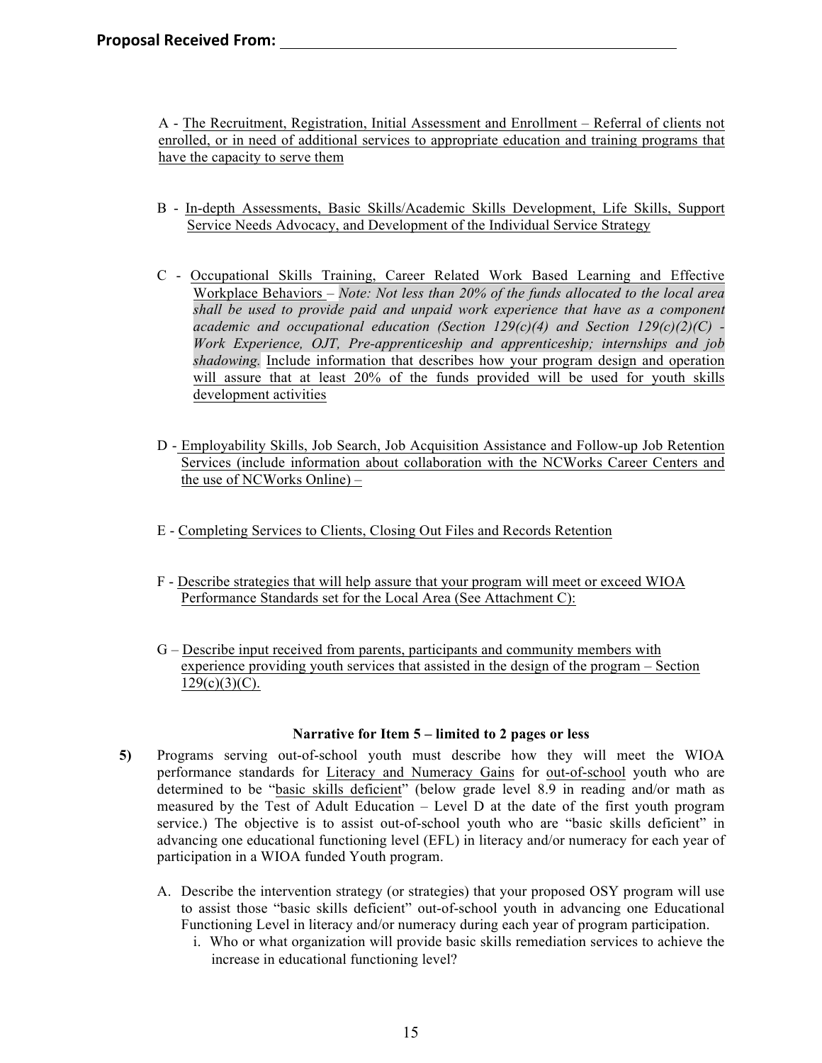**Proposal Received From:** ______________________________

A - <u>The Recruitment, Registration, Initial Assessment and Enrollment – Referral of clients not enrolled, or in need of additional services to appropriate education and training programs that have the capacity to serve them</u>

B - <u>In-depth Assessments, Basic Skills/Academic Skills Development, Life Skills, Support Service Needs Advocacy, and Development of the Individual Service Strategy</u>

C - <u>Occupational Skills Training, Career Related Work Based Learning and Effective Workplace Behaviors</u> – *Note: Not less than 20% of the funds allocated to the local area shall be used to provide paid and unpaid work experience that have as a component academic and occupational education (Section 129(c)(4) and Section 129(c)(2)(C) - Work Experience, OJT, Pre-apprenticeship and apprenticeship; internships and job shadowing.* <u>Include information that describes how your program design and operation will assure that at least 20% of the funds provided will be used for youth skills development activities</u>

D - <u>Employability Skills, Job Search, Job Acquisition Assistance and Follow-up Job Retention Services (include information about collaboration with the NCWorks Career Centers and the use of NCWorks Online) –</u>

E - <u>Completing Services to Clients, Closing Out Files and Records Retention</u>

F - <u>Describe strategies that will help assure that your program will meet or exceed WIOA Performance Standards set for the Local Area (See Attachment C):</u>

G – <u>Describe input received from parents, participants and community members with experience providing youth services that assisted in the design of the program – Section 129(c)(3)(C).</u>

**Narrative for Item 5 – limited to 2 pages or less**

**5)** Programs serving out-of-school youth must describe how they will meet the WIOA performance standards for <u>Literacy and Numeracy Gains</u> for <u>out-of-school</u> youth who are determined to be "<u>basic skills deficient</u>" (below grade level 8.9 in reading and/or math as measured by the Test of Adult Education – Level D at the date of the first youth program service.) The objective is to assist out-of-school youth who are "basic skills deficient" in advancing one educational functioning level (EFL) in literacy and/or numeracy for each year of participation in a WIOA funded Youth program.

A. Describe the intervention strategy (or strategies) that your proposed OSY program will use to assist those "basic skills deficient" out-of-school youth in advancing one Educational Functioning Level in literacy and/or numeracy during each year of program participation.

   i. Who or what organization will provide basic skills remediation services to achieve the increase in educational functioning level?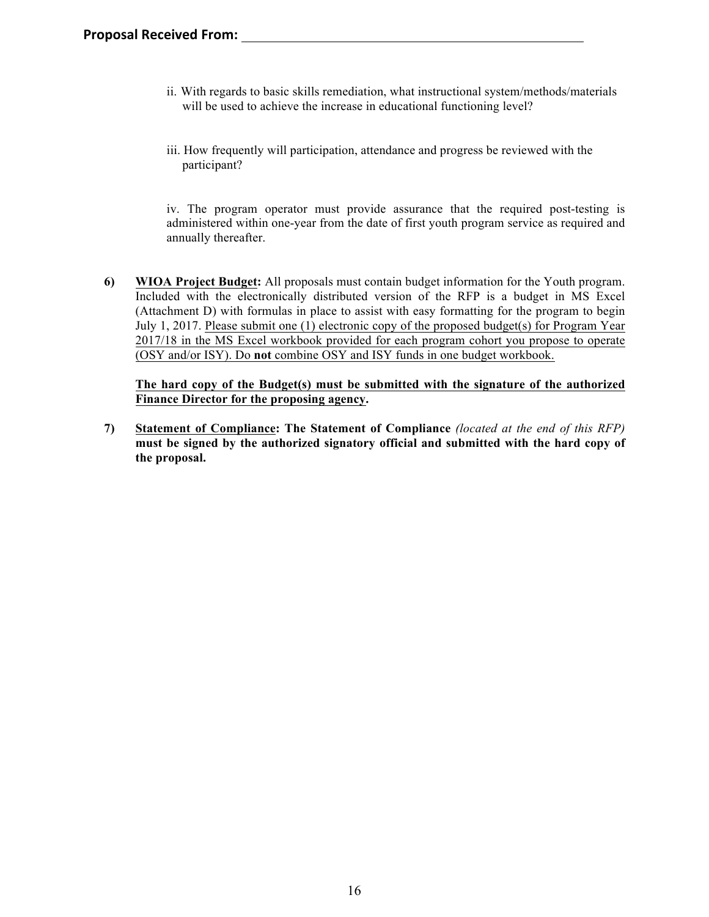**Proposal Received From:** ____________________________________________

ii. With regards to basic skills remediation, what instructional system/methods/materials will be used to achieve the increase in educational functioning level?

iii. How frequently will participation, attendance and progress be reviewed with the participant?

iv. The program operator must provide assurance that the required post-testing is administered within one-year from the date of first youth program service as required and annually thereafter.

6) **WIOA Project Budget:** All proposals must contain budget information for the Youth program. Included with the electronically distributed version of the RFP is a budget in MS Excel (Attachment D) with formulas in place to assist with easy formatting for the program to begin July 1, 2017. Please submit one (1) electronic copy of the proposed budget(s) for Program Year 2017/18 in the MS Excel workbook provided for each program cohort you propose to operate (OSY and/or ISY). Do **not** combine OSY and ISY funds in one budget workbook.

   **The hard copy of the Budget(s) must be submitted with the signature of the authorized Finance Director for the proposing agency.**

7) **Statement of Compliance: The Statement of Compliance** *(located at the end of this RFP)* **must be signed by the authorized signatory official and submitted with the hard copy of the proposal.**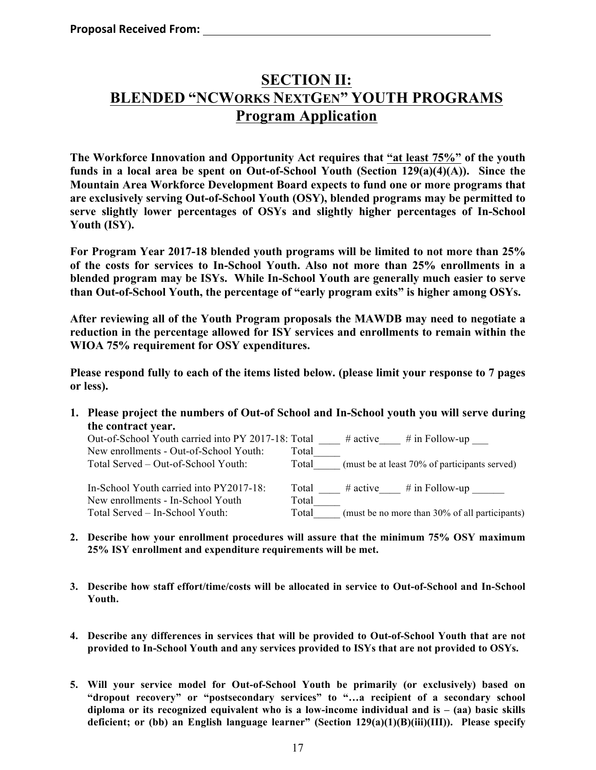**Proposal Received From:** ____________________________________________

# SECTION II:
# BLENDED "NCWORKS NEXTGEN" YOUTH PROGRAMS
## Program Application

**The Workforce Innovation and Opportunity Act requires that "at least 75%" of the youth funds in a local area be spent on Out-of-School Youth (Section 129(a)(4)(A)). Since the Mountain Area Workforce Development Board expects to fund one or more programs that are exclusively serving Out-of-School Youth (OSY), blended programs may be permitted to serve slightly lower percentages of OSYs and slightly higher percentages of In-School Youth (ISY).**

**For Program Year 2017-18 blended youth programs will be limited to not more than 25% of the costs for services to In-School Youth. Also not more than 25% enrollments in a blended program may be ISYs. While In-School Youth are generally much easier to serve than Out-of-School Youth, the percentage of "early program exits" is higher among OSYs.**

**After reviewing all of the Youth Program proposals the MAWDB may need to negotiate a reduction in the percentage allowed for ISY services and enrollments to remain within the WIOA 75% requirement for OSY expenditures.**

**Please respond fully to each of the items listed below. (please limit your response to 7 pages or less).**

1. **Please project the numbers of Out-of School and In-School youth you will serve during the contract year.**

   Out-of-School Youth carried into PY 2017-18: Total ____ # active____ # in Follow-up ___
   New enrollments - Out-of-School Youth: Total_____
   Total Served – Out-of-School Youth: Total_____ (must be at least 70% of participants served)

   In-School Youth carried into PY2017-18: Total ____ # active____ # in Follow-up ______
   New enrollments - In-School Youth Total_____
   Total Served – In-School Youth: Total_____ (must be no more than 30% of all participants)

2. **Describe how your enrollment procedures will assure that the minimum 75% OSY maximum 25% ISY enrollment and expenditure requirements will be met.**

3. **Describe how staff effort/time/costs will be allocated in service to Out-of-School and In-School Youth.**

4. **Describe any differences in services that will be provided to Out-of-School Youth that are not provided to In-School Youth and any services provided to ISYs that are not provided to OSYs.**

5. **Will your service model for Out-of-School Youth be primarily (or exclusively) based on "dropout recovery" or "postsecondary services" to "…a recipient of a secondary school diploma or its recognized equivalent who is a low-income individual and is – (aa) basic skills deficient; or (bb) an English language learner" (Section 129(a)(1)(B)(iii)(III)). Please specify**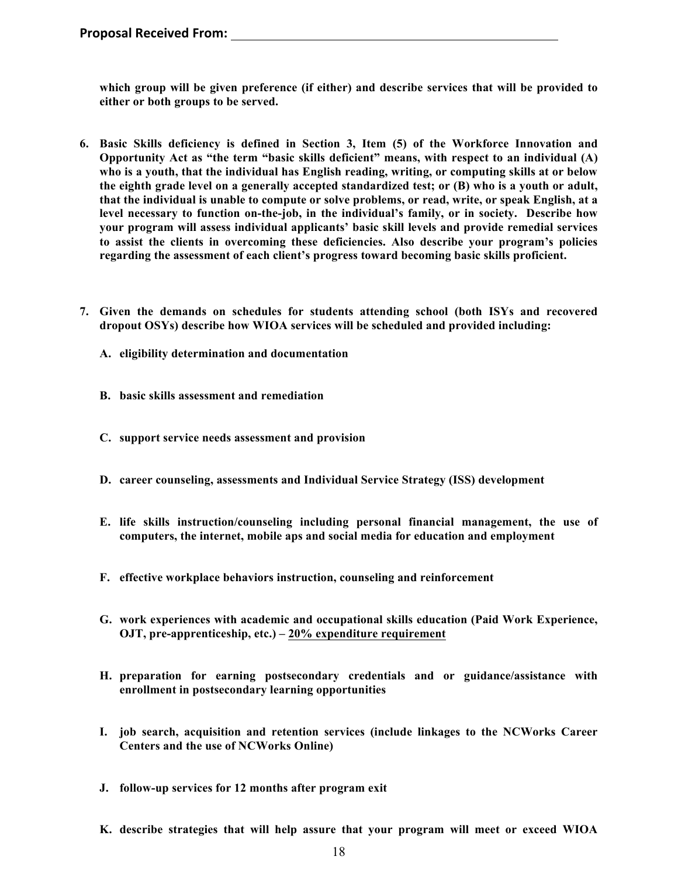**Proposal Received From:** ______________________________________________

**which group will be given preference (if either) and describe services that will be provided to either or both groups to be served.**

6. **Basic Skills deficiency is defined in Section 3, Item (5) of the Workforce Innovation and Opportunity Act as "the term "basic skills deficient" means, with respect to an individual (A) who is a youth, that the individual has English reading, writing, or computing skills at or below the eighth grade level on a generally accepted standardized test; or (B) who is a youth or adult, that the individual is unable to compute or solve problems, or read, write, or speak English, at a level necessary to function on-the-job, in the individual's family, or in society. Describe how your program will assess individual applicants' basic skill levels and provide remedial services to assist the clients in overcoming these deficiencies. Also describe your program's policies regarding the assessment of each client's progress toward becoming basic skills proficient.**

7. **Given the demands on schedules for students attending school (both ISYs and recovered dropout OSYs) describe how WIOA services will be scheduled and provided including:**

   A. **eligibility determination and documentation**

   B. **basic skills assessment and remediation**

   C. **support service needs assessment and provision**

   D. **career counseling, assessments and Individual Service Strategy (ISS) development**

   E. **life skills instruction/counseling including personal financial management, the use of computers, the internet, mobile apps and social media for education and employment**

   F. **effective workplace behaviors instruction, counseling and reinforcement**

   G. **work experiences with academic and occupational skills education (Paid Work Experience, OJT, pre-apprenticeship, etc.) – <u>20% expenditure requirement</u>**

   H. **preparation for earning postsecondary credentials and or guidance/assistance with enrollment in postsecondary learning opportunities**

   I. **job search, acquisition and retention services (include linkages to the NCWorks Career Centers and the use of NCWorks Online)**

   J. **follow-up services for 12 months after program exit**

   K. **describe strategies that will help assure that your program will meet or exceed WIOA**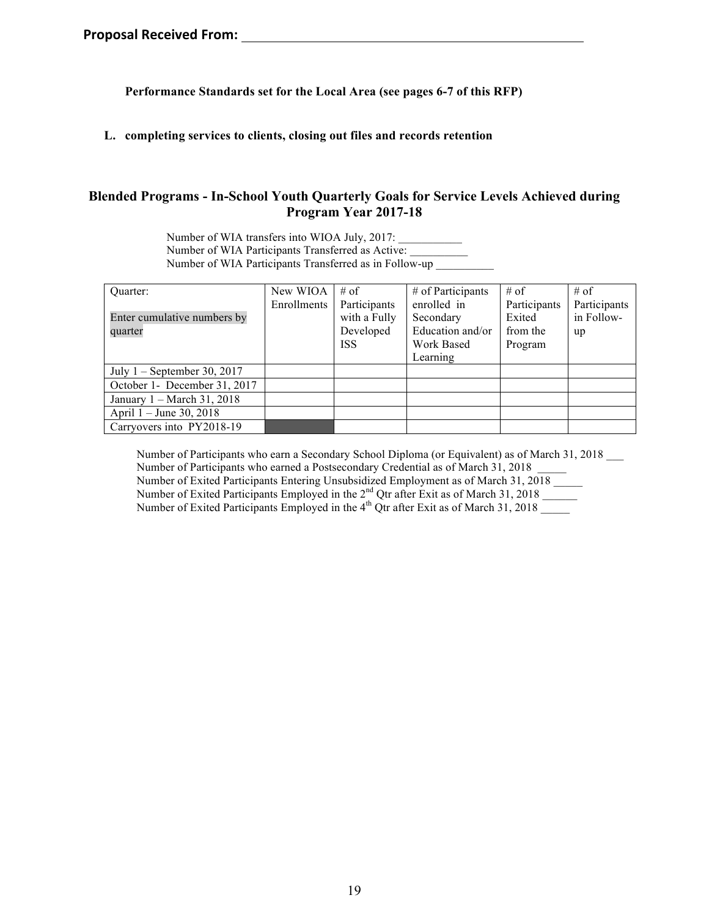**Proposal Received From:** \_\_\_\_\_\_\_\_\_\_\_\_\_\_\_\_\_\_\_\_\_\_\_\_\_\_\_\_\_\_\_\_\_\_\_\_\_\_\_\_

**Performance Standards set for the Local Area (see pages 6-7 of this RFP)**

**L. completing services to clients, closing out files and records retention**

## Blended Programs - In-School Youth Quarterly Goals for Service Levels Achieved during Program Year 2017-18

Number of WIA transfers into WIOA July, 2017: \_\_\_\_\_\_\_\_\_\_\_
Number of WIA Participants Transferred as Active: \_\_\_\_\_\_\_\_\_\_
Number of WIA Participants Transferred as in Follow-up \_\_\_\_\_\_\_\_\_\_

| Quarter:<br><br>Enter cumulative numbers by quarter | New WIOA Enrollments | # of Participants with a Fully Developed ISS | # of Participants enrolled in Secondary Education and/or Work Based Learning | # of Participants Exited from the Program | # of Participants in Follow-up |
|---|---|---|---|---|---|
| July 1 – September 30, 2017 | | | | | |
| October 1- December 31, 2017 | | | | | |
| January 1 – March 31, 2018 | | | | | |
| April 1 – June 30, 2018 | | | | | |
| Carryovers into PY2018-19 | | | | | |

Number of Participants who earn a Secondary School Diploma (or Equivalent) as of March 31, 2018 \_\_\_
Number of Participants who earned a Postsecondary Credential as of March 31, 2018 \_\_\_\_\_
Number of Exited Participants Entering Unsubsidized Employment as of March 31, 2018 \_\_\_\_\_
Number of Exited Participants Employed in the 2nd Qtr after Exit as of March 31, 2018 \_\_\_\_\_\_
Number of Exited Participants Employed in the 4th Qtr after Exit as of March 31, 2018 \_\_\_\_\_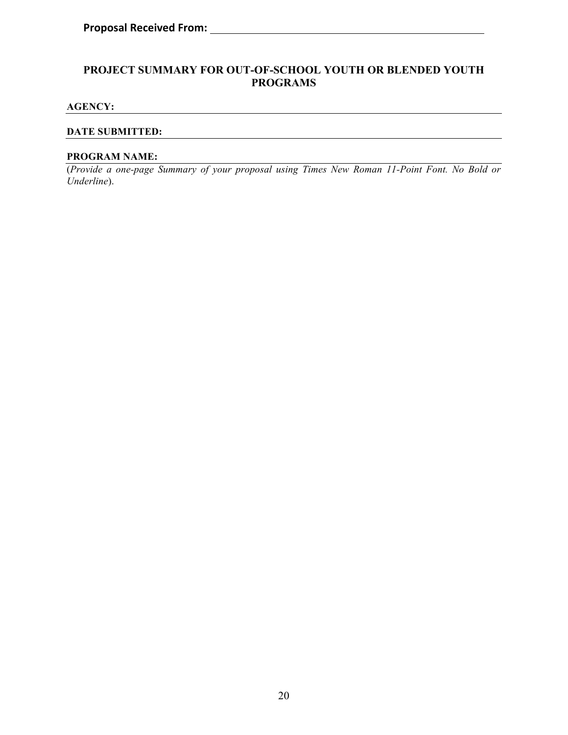**Proposal Received From:** \_\_\_\_\_\_\_\_\_\_\_\_\_\_\_\_\_\_\_\_\_\_\_\_\_\_\_\_\_\_\_\_\_\_\_\_\_\_\_\_

## PROJECT SUMMARY FOR OUT-OF-SCHOOL YOUTH OR BLENDED YOUTH PROGRAMS

**AGENCY:** \_\_\_\_\_\_\_\_\_\_\_\_\_\_\_\_\_\_\_\_\_\_\_\_\_\_\_\_\_\_\_\_\_\_\_\_\_\_\_\_

**DATE SUBMITTED:** \_\_\_\_\_\_\_\_\_\_\_\_\_\_\_\_\_\_\_\_\_\_\_\_\_\_\_\_\_\_\_\_\_\_\_\_\_\_\_\_

**PROGRAM NAME:** \_\_\_\_\_\_\_\_\_\_\_\_\_\_\_\_\_\_\_\_\_\_\_\_\_\_\_\_\_\_\_\_\_\_\_\_\_\_\_\_

(*Provide a one-page Summary of your proposal using Times New Roman 11-Point Font. No Bold or Underline*).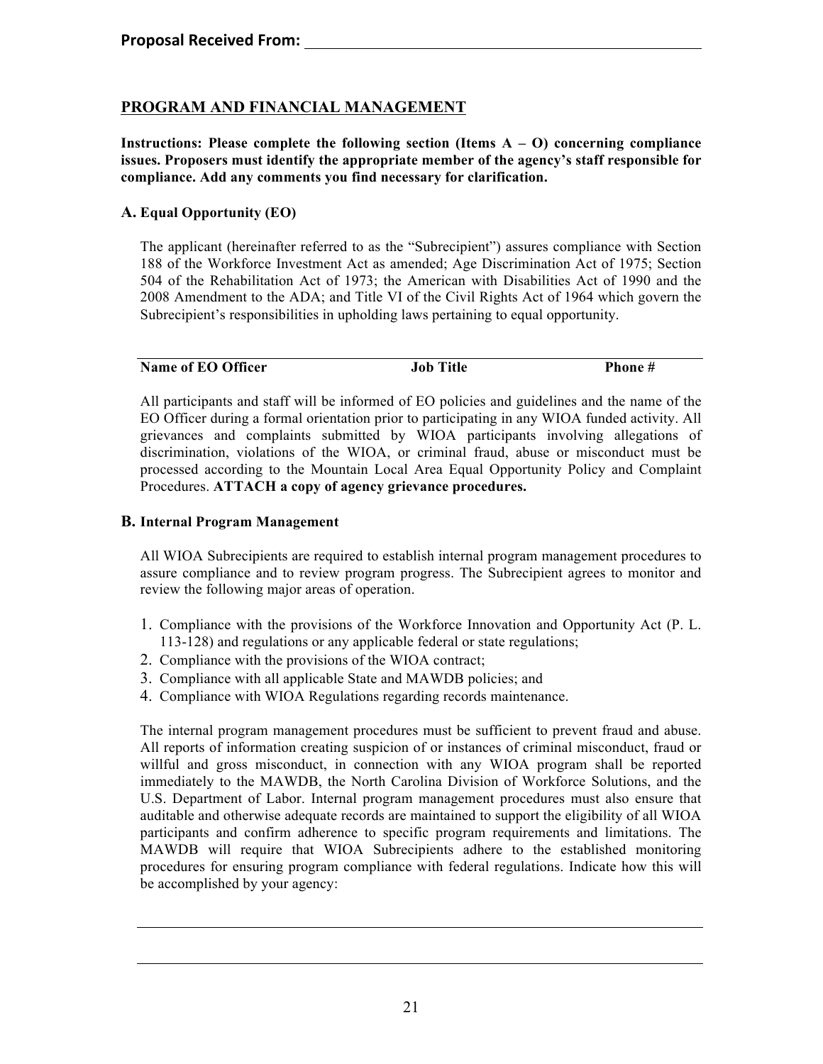**Proposal Received From:** ______________________________

## PROGRAM AND FINANCIAL MANAGEMENT

**Instructions: Please complete the following section (Items A – O) concerning compliance issues. Proposers must identify the appropriate member of the agency's staff responsible for compliance. Add any comments you find necessary for clarification.**

### A. Equal Opportunity (EO)

The applicant (hereinafter referred to as the "Subrecipient") assures compliance with Section 188 of the Workforce Investment Act as amended; Age Discrimination Act of 1975; Section 504 of the Rehabilitation Act of 1973; the American with Disabilities Act of 1990 and the 2008 Amendment to the ADA; and Title VI of the Civil Rights Act of 1964 which govern the Subrecipient's responsibilities in upholding laws pertaining to equal opportunity.

| Name of EO Officer | Job Title | Phone # |
|---|---|---|

All participants and staff will be informed of EO policies and guidelines and the name of the EO Officer during a formal orientation prior to participating in any WIOA funded activity. All grievances and complaints submitted by WIOA participants involving allegations of discrimination, violations of the WIOA, or criminal fraud, abuse or misconduct must be processed according to the Mountain Local Area Equal Opportunity Policy and Complaint Procedures. **ATTACH a copy of agency grievance procedures.**

### B. Internal Program Management

All WIOA Subrecipients are required to establish internal program management procedures to assure compliance and to review program progress. The Subrecipient agrees to monitor and review the following major areas of operation.

1. Compliance with the provisions of the Workforce Innovation and Opportunity Act (P. L. 113-128) and regulations or any applicable federal or state regulations;
2. Compliance with the provisions of the WIOA contract;
3. Compliance with all applicable State and MAWDB policies; and
4. Compliance with WIOA Regulations regarding records maintenance.

The internal program management procedures must be sufficient to prevent fraud and abuse. All reports of information creating suspicion of or instances of criminal misconduct, fraud or willful and gross misconduct, in connection with any WIOA program shall be reported immediately to the MAWDB, the North Carolina Division of Workforce Solutions, and the U.S. Department of Labor. Internal program management procedures must also ensure that auditable and otherwise adequate records are maintained to support the eligibility of all WIOA participants and confirm adherence to specific program requirements and limitations. The MAWDB will require that WIOA Subrecipients adhere to the established monitoring procedures for ensuring program compliance with federal regulations. Indicate how this will be accomplished by your agency:

______________________________________________________________________

______________________________________________________________________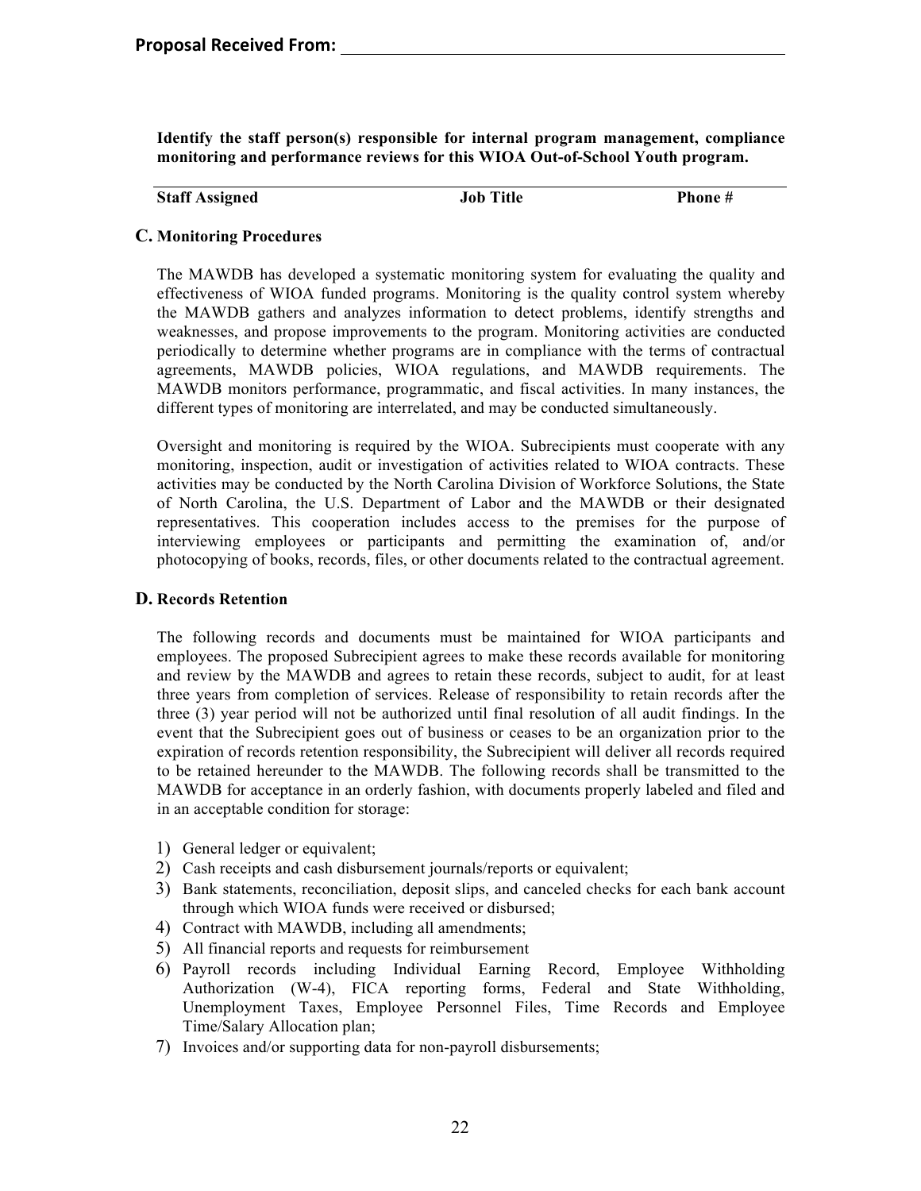**Proposal Received From:** ______________________________

**Identify the staff person(s) responsible for internal program management, compliance monitoring and performance reviews for this WIOA Out-of-School Youth program.**

| Staff Assigned | Job Title | Phone # |
|---|---|---|

### C. Monitoring Procedures

The MAWDB has developed a systematic monitoring system for evaluating the quality and effectiveness of WIOA funded programs. Monitoring is the quality control system whereby the MAWDB gathers and analyzes information to detect problems, identify strengths and weaknesses, and propose improvements to the program. Monitoring activities are conducted periodically to determine whether programs are in compliance with the terms of contractual agreements, MAWDB policies, WIOA regulations, and MAWDB requirements. The MAWDB monitors performance, programmatic, and fiscal activities. In many instances, the different types of monitoring are interrelated, and may be conducted simultaneously.

Oversight and monitoring is required by the WIOA. Subrecipients must cooperate with any monitoring, inspection, audit or investigation of activities related to WIOA contracts. These activities may be conducted by the North Carolina Division of Workforce Solutions, the State of North Carolina, the U.S. Department of Labor and the MAWDB or their designated representatives. This cooperation includes access to the premises for the purpose of interviewing employees or participants and permitting the examination of, and/or photocopying of books, records, files, or other documents related to the contractual agreement.

### D. Records Retention

The following records and documents must be maintained for WIOA participants and employees. The proposed Subrecipient agrees to make these records available for monitoring and review by the MAWDB and agrees to retain these records, subject to audit, for at least three years from completion of services. Release of responsibility to retain records after the three (3) year period will not be authorized until final resolution of all audit findings. In the event that the Subrecipient goes out of business or ceases to be an organization prior to the expiration of records retention responsibility, the Subrecipient will deliver all records required to be retained hereunder to the MAWDB. The following records shall be transmitted to the MAWDB for acceptance in an orderly fashion, with documents properly labeled and filed and in an acceptable condition for storage:

1) General ledger or equivalent;
2) Cash receipts and cash disbursement journals/reports or equivalent;
3) Bank statements, reconciliation, deposit slips, and canceled checks for each bank account through which WIOA funds were received or disbursed;
4) Contract with MAWDB, including all amendments;
5) All financial reports and requests for reimbursement
6) Payroll records including Individual Earning Record, Employee Withholding Authorization (W-4), FICA reporting forms, Federal and State Withholding, Unemployment Taxes, Employee Personnel Files, Time Records and Employee Time/Salary Allocation plan;
7) Invoices and/or supporting data for non-payroll disbursements;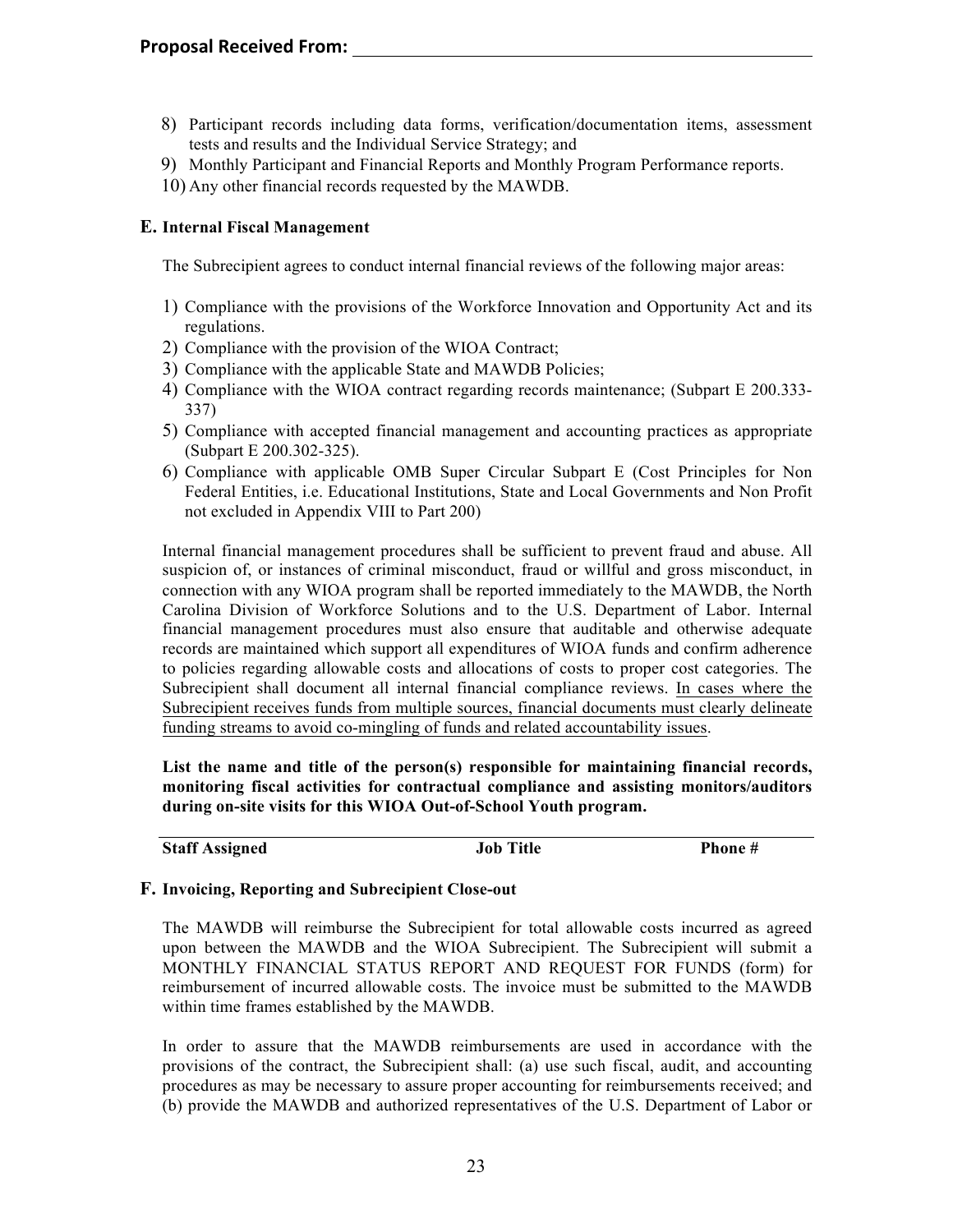**Proposal Received From:** ______________________________

8) Participant records including data forms, verification/documentation items, assessment tests and results and the Individual Service Strategy; and
9) Monthly Participant and Financial Reports and Monthly Program Performance reports.
10) Any other financial records requested by the MAWDB.

### E. Internal Fiscal Management

The Subrecipient agrees to conduct internal financial reviews of the following major areas:

1) Compliance with the provisions of the Workforce Innovation and Opportunity Act and its regulations.
2) Compliance with the provision of the WIOA Contract;
3) Compliance with the applicable State and MAWDB Policies;
4) Compliance with the WIOA contract regarding records maintenance; (Subpart E 200.333-337)
5) Compliance with accepted financial management and accounting practices as appropriate (Subpart E 200.302-325).
6) Compliance with applicable OMB Super Circular Subpart E (Cost Principles for Non Federal Entities, i.e. Educational Institutions, State and Local Governments and Non Profit not excluded in Appendix VIII to Part 200)

Internal financial management procedures shall be sufficient to prevent fraud and abuse. All suspicion of, or instances of criminal misconduct, fraud or willful and gross misconduct, in connection with any WIOA program shall be reported immediately to the MAWDB, the North Carolina Division of Workforce Solutions and to the U.S. Department of Labor. Internal financial management procedures must also ensure that auditable and otherwise adequate records are maintained which support all expenditures of WIOA funds and confirm adherence to policies regarding allowable costs and allocations of costs to proper cost categories. The Subrecipient shall document all internal financial compliance reviews. <u>In cases where the Subrecipient receives funds from multiple sources, financial documents must clearly delineate funding streams to avoid co-mingling of funds and related accountability issues</u>.

**List the name and title of the person(s) responsible for maintaining financial records, monitoring fiscal activities for contractual compliance and assisting monitors/auditors during on-site visits for this WIOA Out-of-School Youth program.**

| Staff Assigned | Job Title | Phone # |
| --- | --- | --- |

### F. Invoicing, Reporting and Subrecipient Close-out

The MAWDB will reimburse the Subrecipient for total allowable costs incurred as agreed upon between the MAWDB and the WIOA Subrecipient. The Subrecipient will submit a MONTHLY FINANCIAL STATUS REPORT AND REQUEST FOR FUNDS (form) for reimbursement of incurred allowable costs. The invoice must be submitted to the MAWDB within time frames established by the MAWDB.

In order to assure that the MAWDB reimbursements are used in accordance with the provisions of the contract, the Subrecipient shall: (a) use such fiscal, audit, and accounting procedures as may be necessary to assure proper accounting for reimbursements received; and (b) provide the MAWDB and authorized representatives of the U.S. Department of Labor or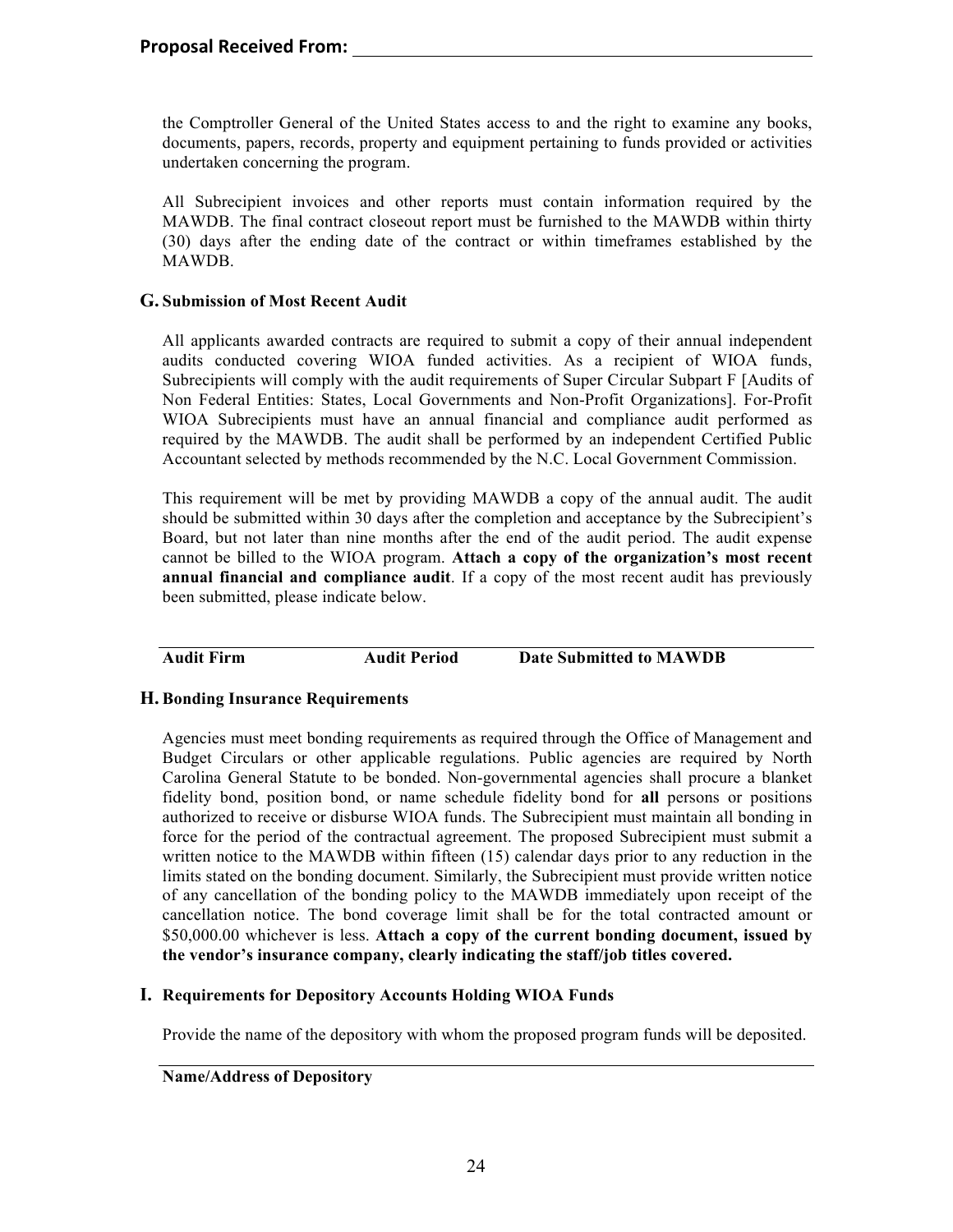**Proposal Received From:** \_\_\_\_\_\_\_\_\_\_\_\_\_\_\_\_\_\_\_\_\_\_\_\_\_\_\_\_\_\_\_\_\_\_\_\_\_\_\_\_

the Comptroller General of the United States access to and the right to examine any books, documents, papers, records, property and equipment pertaining to funds provided or activities undertaken concerning the program.

All Subrecipient invoices and other reports must contain information required by the MAWDB. The final contract closeout report must be furnished to the MAWDB within thirty (30) days after the ending date of the contract or within timeframes established by the MAWDB.

### G. Submission of Most Recent Audit

All applicants awarded contracts are required to submit a copy of their annual independent audits conducted covering WIOA funded activities. As a recipient of WIOA funds, Subrecipients will comply with the audit requirements of Super Circular Subpart F [Audits of Non Federal Entities: States, Local Governments and Non-Profit Organizations]. For-Profit WIOA Subrecipients must have an annual financial and compliance audit performed as required by the MAWDB. The audit shall be performed by an independent Certified Public Accountant selected by methods recommended by the N.C. Local Government Commission.

This requirement will be met by providing MAWDB a copy of the annual audit. The audit should be submitted within 30 days after the completion and acceptance by the Subrecipient's Board, but not later than nine months after the end of the audit period. The audit expense cannot be billed to the WIOA program. **Attach a copy of the organization's most recent annual financial and compliance audit**. If a copy of the most recent audit has previously been submitted, please indicate below.

| Audit Firm | Audit Period | Date Submitted to MAWDB |
| --- | --- | --- |

### H. Bonding Insurance Requirements

Agencies must meet bonding requirements as required through the Office of Management and Budget Circulars or other applicable regulations. Public agencies are required by North Carolina General Statute to be bonded. Non-governmental agencies shall procure a blanket fidelity bond, position bond, or name schedule fidelity bond for **all** persons or positions authorized to receive or disburse WIOA funds. The Subrecipient must maintain all bonding in force for the period of the contractual agreement. The proposed Subrecipient must submit a written notice to the MAWDB within fifteen (15) calendar days prior to any reduction in the limits stated on the bonding document. Similarly, the Subrecipient must provide written notice of any cancellation of the bonding policy to the MAWDB immediately upon receipt of the cancellation notice. The bond coverage limit shall be for the total contracted amount or $50,000.00 whichever is less. **Attach a copy of the current bonding document, issued by the vendor's insurance company, clearly indicating the staff/job titles covered.**

### I. Requirements for Depository Accounts Holding WIOA Funds

Provide the name of the depository with whom the proposed program funds will be deposited.

\_\_\_\_\_\_\_\_\_\_\_\_\_\_\_\_\_\_\_\_\_\_\_\_\_\_\_\_\_\_\_\_\_\_\_\_\_\_\_\_

**Name/Address of Depository**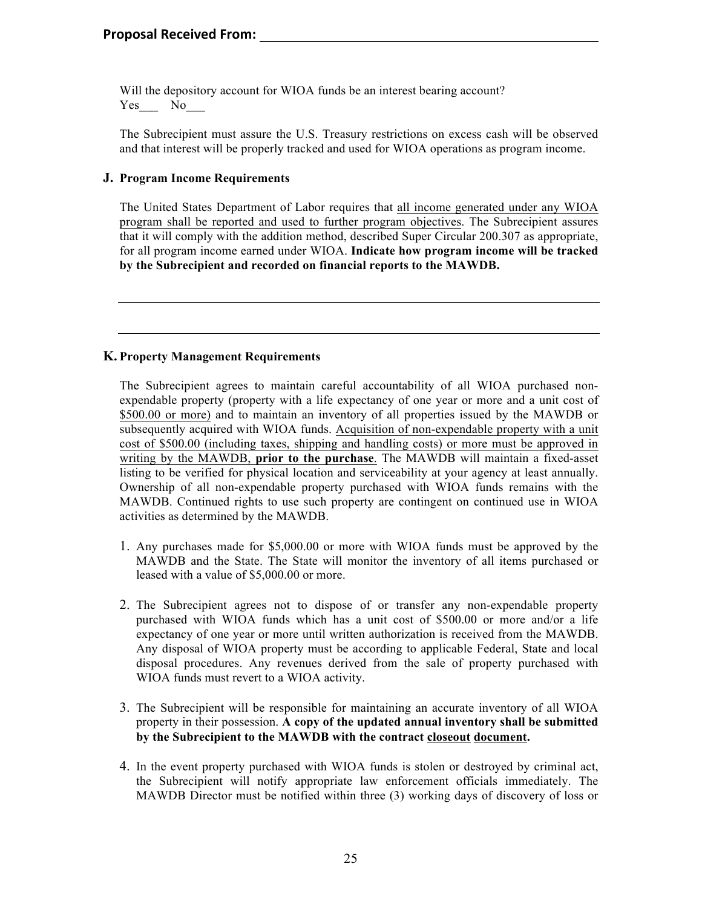**Proposal Received From:** ______________________________________________

Will the depository account for WIOA funds be an interest bearing account?
Yes___ No___

The Subrecipient must assure the U.S. Treasury restrictions on excess cash will be observed and that interest will be properly tracked and used for WIOA operations as program income.

### J. Program Income Requirements

The United States Department of Labor requires that all income generated under any WIOA program shall be reported and used to further program objectives. The Subrecipient assures that it will comply with the addition method, described Super Circular 200.307 as appropriate, for all program income earned under WIOA. **Indicate how program income will be tracked by the Subrecipient and recorded on financial reports to the MAWDB.**

______________________________________________________________________________

______________________________________________________________________________

### K. Property Management Requirements

The Subrecipient agrees to maintain careful accountability of all WIOA purchased non-expendable property (property with a life expectancy of one year or more and a unit cost of $500.00 or more) and to maintain an inventory of all properties issued by the MAWDB or subsequently acquired with WIOA funds. Acquisition of non-expendable property with a unit cost of $500.00 (including taxes, shipping and handling costs) or more must be approved in writing by the MAWDB, **prior to the purchase**. The MAWDB will maintain a fixed-asset listing to be verified for physical location and serviceability at your agency at least annually. Ownership of all non-expendable property purchased with WIOA funds remains with the MAWDB. Continued rights to use such property are contingent on continued use in WIOA activities as determined by the MAWDB.

1. Any purchases made for $5,000.00 or more with WIOA funds must be approved by the MAWDB and the State. The State will monitor the inventory of all items purchased or leased with a value of $5,000.00 or more.

2. The Subrecipient agrees not to dispose of or transfer any non-expendable property purchased with WIOA funds which has a unit cost of $500.00 or more and/or a life expectancy of one year or more until written authorization is received from the MAWDB. Any disposal of WIOA property must be according to applicable Federal, State and local disposal procedures. Any revenues derived from the sale of property purchased with WIOA funds must revert to a WIOA activity.

3. The Subrecipient will be responsible for maintaining an accurate inventory of all WIOA property in their possession. **A copy of the updated annual inventory shall be submitted by the Subrecipient to the MAWDB with the contract closeout document.**

4. In the event property purchased with WIOA funds is stolen or destroyed by criminal act, the Subrecipient will notify appropriate law enforcement officials immediately. The MAWDB Director must be notified within three (3) working days of discovery of loss or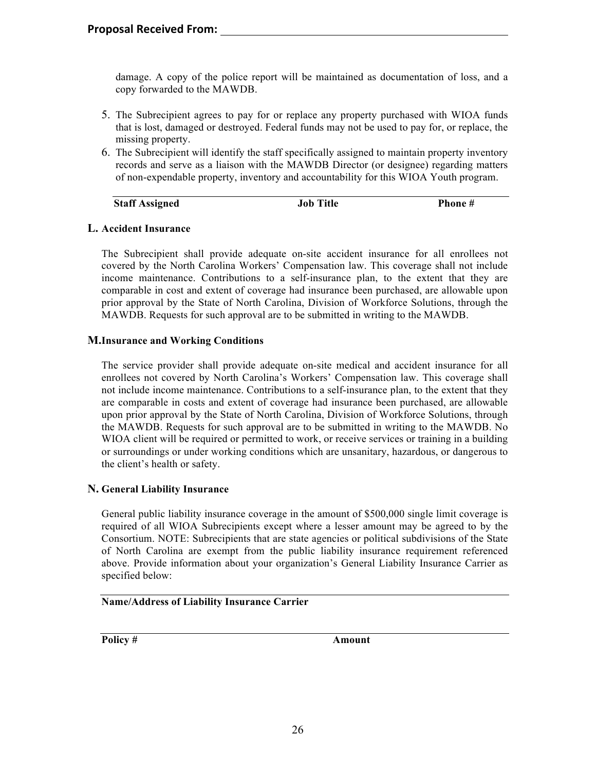**Proposal Received From:** ______________________________

damage. A copy of the police report will be maintained as documentation of loss, and a copy forwarded to the MAWDB.

5. The Subrecipient agrees to pay for or replace any property purchased with WIOA funds that is lost, damaged or destroyed. Federal funds may not be used to pay for, or replace, the missing property.
6. The Subrecipient will identify the staff specifically assigned to maintain property inventory records and serve as a liaison with the MAWDB Director (or designee) regarding matters of non-expendable property, inventory and accountability for this WIOA Youth program.

| Staff Assigned | Job Title | Phone # |
|---|---|---|

**L. Accident Insurance**

The Subrecipient shall provide adequate on-site accident insurance for all enrollees not covered by the North Carolina Workers' Compensation law. This coverage shall not include income maintenance. Contributions to a self-insurance plan, to the extent that they are comparable in cost and extent of coverage had insurance been purchased, are allowable upon prior approval by the State of North Carolina, Division of Workforce Solutions, through the MAWDB. Requests for such approval are to be submitted in writing to the MAWDB.

**M. Insurance and Working Conditions**

The service provider shall provide adequate on-site medical and accident insurance for all enrollees not covered by North Carolina's Workers' Compensation law. This coverage shall not include income maintenance. Contributions to a self-insurance plan, to the extent that they are comparable in costs and extent of coverage had insurance been purchased, are allowable upon prior approval by the State of North Carolina, Division of Workforce Solutions, through the MAWDB. Requests for such approval are to be submitted in writing to the MAWDB. No WIOA client will be required or permitted to work, or receive services or training in a building or surroundings or under working conditions which are unsanitary, hazardous, or dangerous to the client's health or safety.

**N. General Liability Insurance**

General public liability insurance coverage in the amount of $500,000 single limit coverage is required of all WIOA Subrecipients except where a lesser amount may be agreed to by the Consortium. NOTE: Subrecipients that are state agencies or political subdivisions of the State of North Carolina are exempt from the public liability insurance requirement referenced above. Provide information about your organization's General Liability Insurance Carrier as specified below:

**Name/Address of Liability Insurance Carrier**

| Policy # | Amount |
|---|---|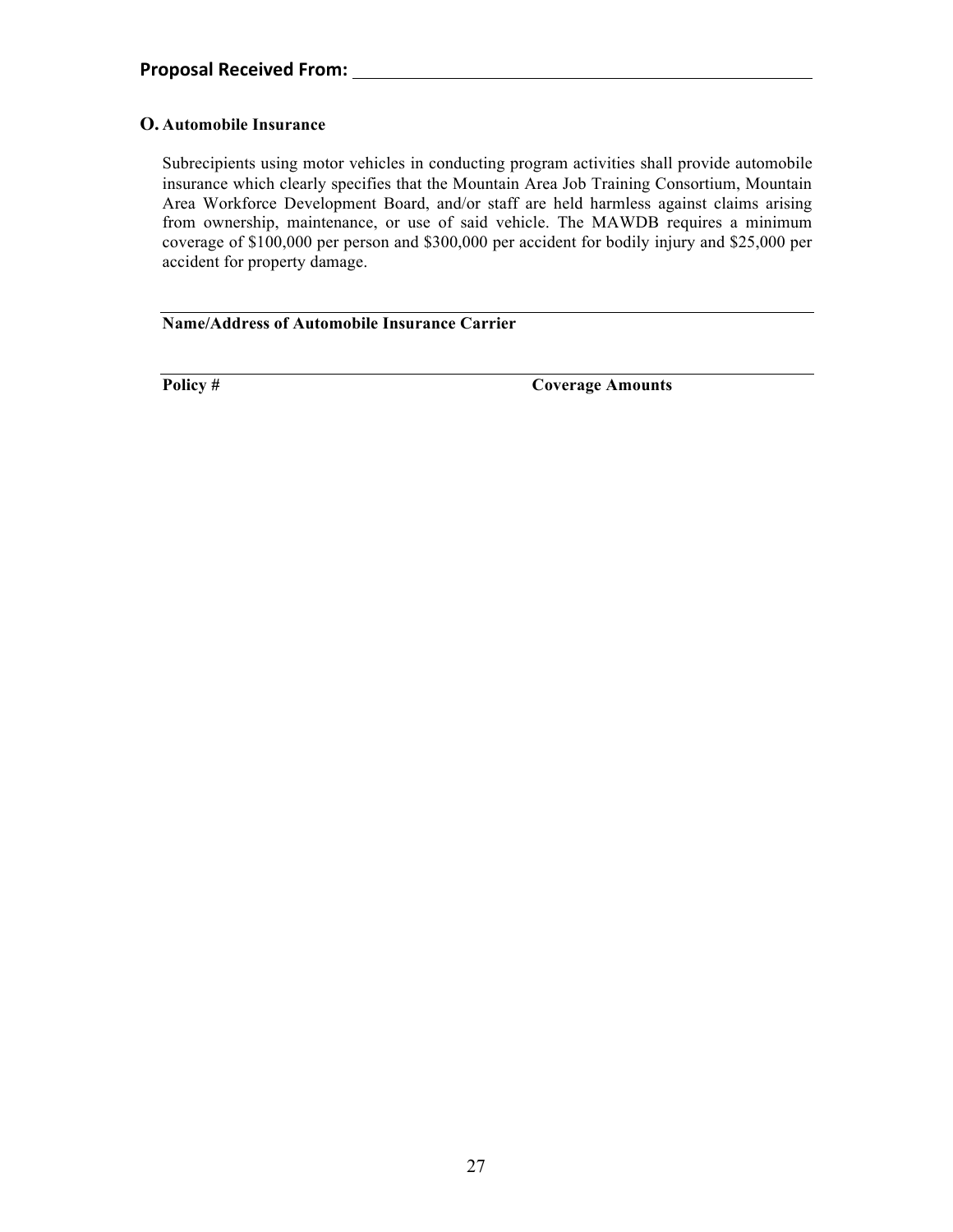**Proposal Received From:** \_\_\_\_\_\_\_\_\_\_\_\_\_\_\_\_\_\_\_\_\_\_\_\_\_\_\_\_\_\_\_\_\_\_\_\_\_\_\_\_

### O. Automobile Insurance

Subrecipients using motor vehicles in conducting program activities shall provide automobile insurance which clearly specifies that the Mountain Area Job Training Consortium, Mountain Area Workforce Development Board, and/or staff are held harmless against claims arising from ownership, maintenance, or use of said vehicle. The MAWDB requires a minimum coverage of $100,000 per person and $300,000 per accident for bodily injury and $25,000 per accident for property damage.

\_\_\_\_\_\_\_\_\_\_\_\_\_\_\_\_\_\_\_\_\_\_\_\_\_\_\_\_\_\_\_\_\_\_\_\_\_\_\_\_\_\_\_\_\_\_\_\_\_\_\_\_\_\_\_\_\_\_\_\_

**Name/Address of Automobile Insurance Carrier**

\_\_\_\_\_\_\_\_\_\_\_\_\_\_\_\_\_\_\_\_\_\_\_\_\_\_\_\_\_\_\_\_\_\_\_\_\_\_\_\_\_\_\_\_\_\_\_\_\_\_\_\_\_\_\_\_\_\_\_\_

**Policy #** **Coverage Amounts**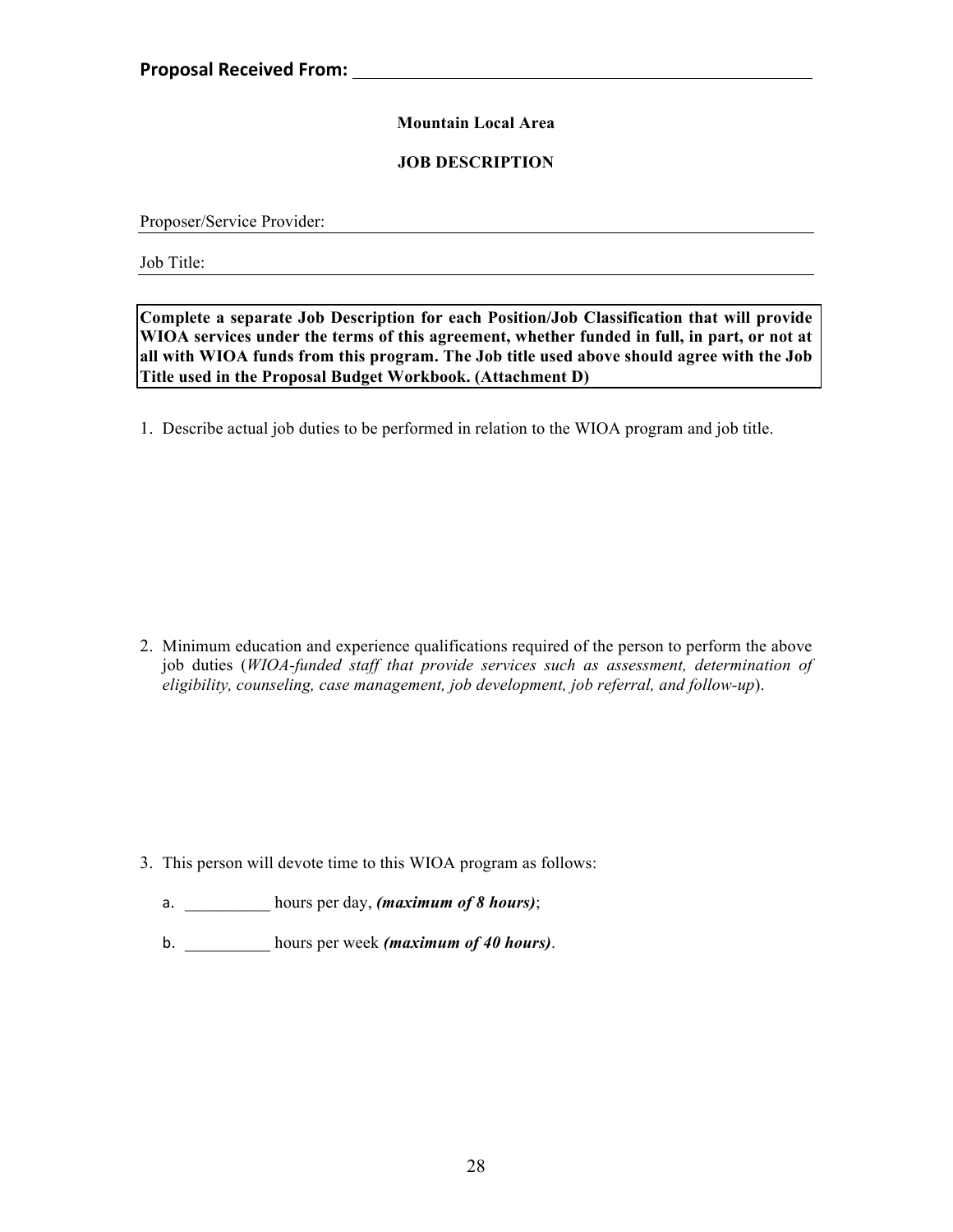**Proposal Received From:** ______________________________

**Mountain Local Area**

**JOB DESCRIPTION**

Proposer/Service Provider: ______________________________

Job Title: ______________________________

> **Complete a separate Job Description for each Position/Job Classification that will provide WIOA services under the terms of this agreement, whether funded in full, in part, or not at all with WIOA funds from this program. The Job title used above should agree with the Job Title used in the Proposal Budget Workbook. (Attachment D)**

1. Describe actual job duties to be performed in relation to the WIOA program and job title.

2. Minimum education and experience qualifications required of the person to perform the above job duties (*WIOA-funded staff that provide services such as assessment, determination of eligibility, counseling, case management, job development, job referral, and follow-up*).

3. This person will devote time to this WIOA program as follows:

   a. __________ hours per day, ***(maximum of 8 hours)***;

   b. __________ hours per week ***(maximum of 40 hours)***.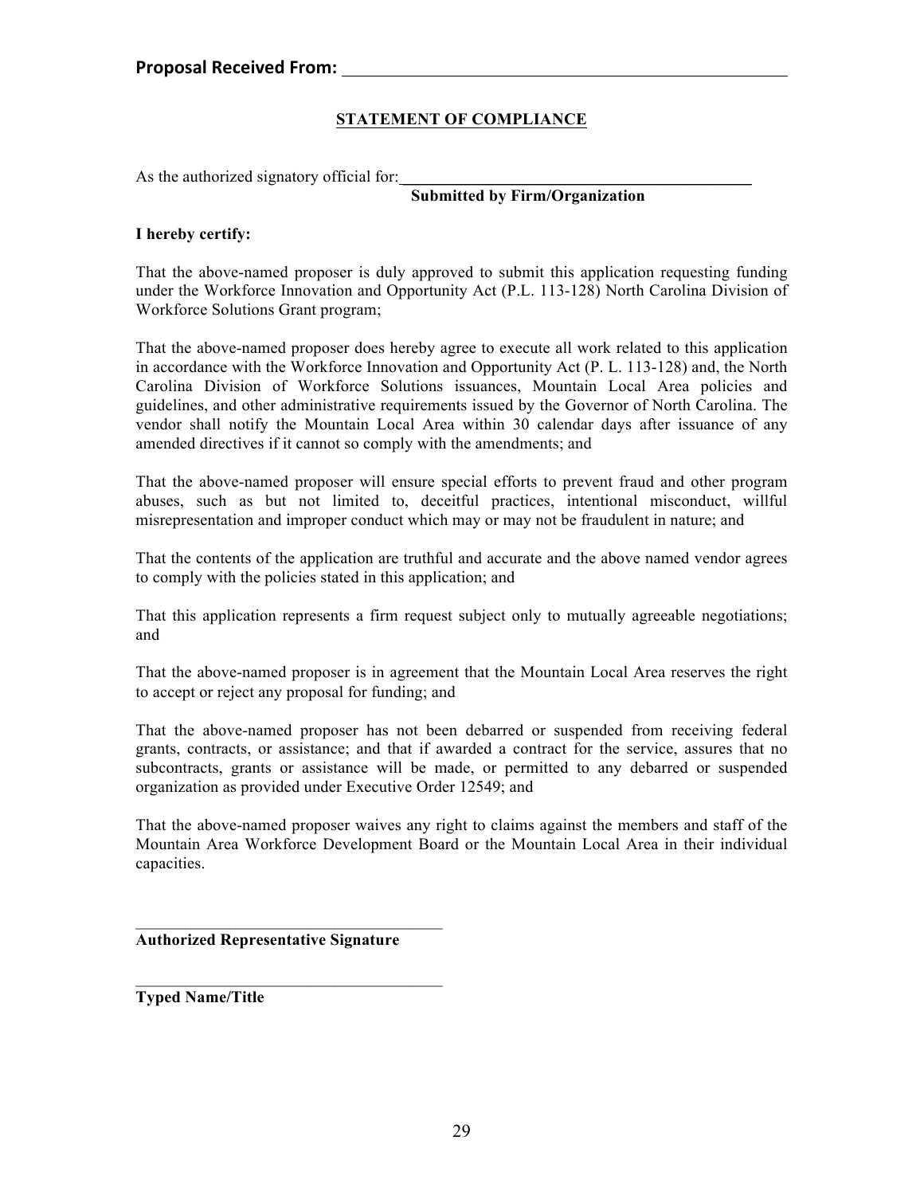**Proposal Received From:** ____________________________________________

## STATEMENT OF COMPLIANCE

As the authorized signatory official for: ____________________________________________
**Submitted by Firm/Organization**

**I hereby certify:**

That the above-named proposer is duly approved to submit this application requesting funding under the Workforce Innovation and Opportunity Act (P.L. 113-128) North Carolina Division of Workforce Solutions Grant program;

That the above-named proposer does hereby agree to execute all work related to this application in accordance with the Workforce Innovation and Opportunity Act (P. L. 113-128) and, the North Carolina Division of Workforce Solutions issuances, Mountain Local Area policies and guidelines, and other administrative requirements issued by the Governor of North Carolina. The vendor shall notify the Mountain Local Area within 30 calendar days after issuance of any amended directives if it cannot so comply with the amendments; and

That the above-named proposer will ensure special efforts to prevent fraud and other program abuses, such as but not limited to, deceitful practices, intentional misconduct, willful misrepresentation and improper conduct which may or may not be fraudulent in nature; and

That the contents of the application are truthful and accurate and the above named vendor agrees to comply with the policies stated in this application; and

That this application represents a firm request subject only to mutually agreeable negotiations; and

That the above-named proposer is in agreement that the Mountain Local Area reserves the right to accept or reject any proposal for funding; and

That the above-named proposer has not been debarred or suspended from receiving federal grants, contracts, or assistance; and that if awarded a contract for the service, assures that no subcontracts, grants or assistance will be made, or permitted to any debarred or suspended organization as provided under Executive Order 12549; and

That the above-named proposer waives any right to claims against the members and staff of the Mountain Area Workforce Development Board or the Mountain Local Area in their individual capacities.

______________________________________
**Authorized Representative Signature**

______________________________________
**Typed Name/Title**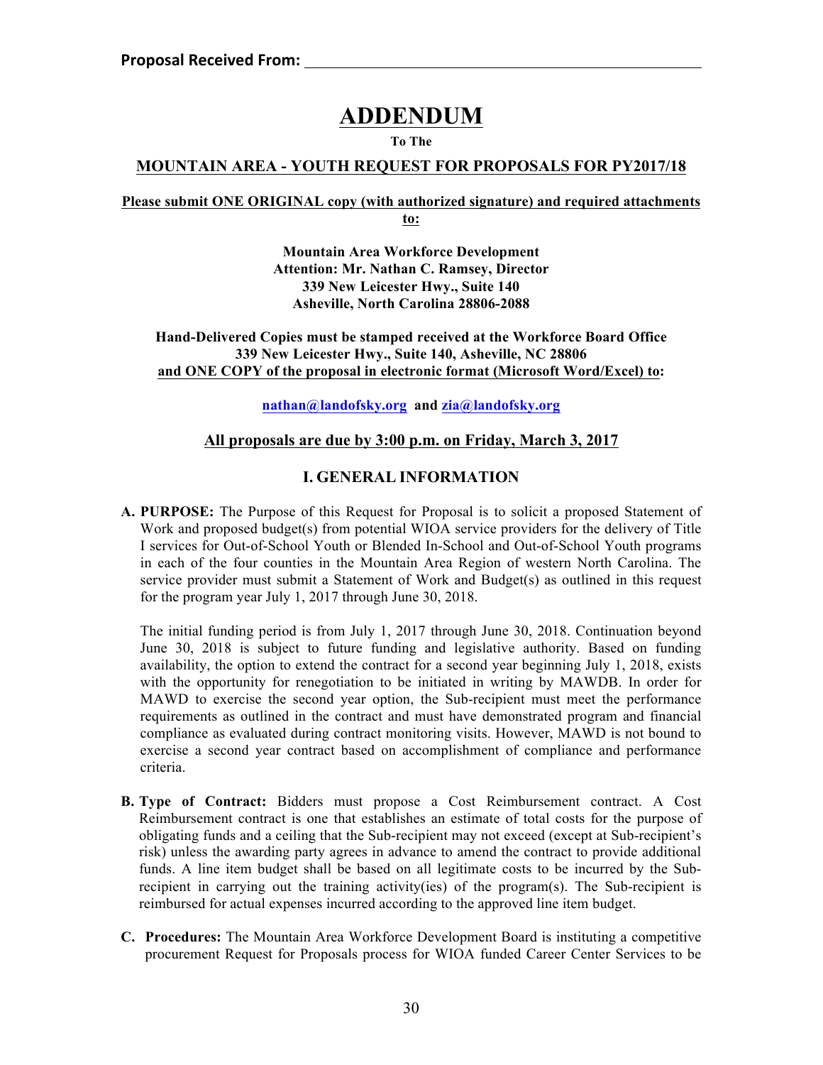**Proposal Received From:** ______________________________________________

# ADDENDUM

**To The**

## MOUNTAIN AREA - YOUTH REQUEST FOR PROPOSALS FOR PY2017/18

**Please submit ONE ORIGINAL copy (with authorized signature) and required attachments to:**

**Mountain Area Workforce Development**
**Attention: Mr. Nathan C. Ramsey, Director**
**339 New Leicester Hwy., Suite 140**
**Asheville, North Carolina 28806-2088**

**Hand-Delivered Copies must be stamped received at the Workforce Board Office 339 New Leicester Hwy., Suite 140, Asheville, NC 28806 and ONE COPY of the proposal in electronic format (Microsoft Word/Excel) to:**

**nathan@landofsky.org and zia@landofsky.org**

**All proposals are due by 3:00 p.m. on Friday, March 3, 2017**

## I. GENERAL INFORMATION

**A. PURPOSE:** The Purpose of this Request for Proposal is to solicit a proposed Statement of Work and proposed budget(s) from potential WIOA service providers for the delivery of Title I services for Out-of-School Youth or Blended In-School and Out-of-School Youth programs in each of the four counties in the Mountain Area Region of western North Carolina. The service provider must submit a Statement of Work and Budget(s) as outlined in this request for the program year July 1, 2017 through June 30, 2018.

The initial funding period is from July 1, 2017 through June 30, 2018. Continuation beyond June 30, 2018 is subject to future funding and legislative authority. Based on funding availability, the option to extend the contract for a second year beginning July 1, 2018, exists with the opportunity for renegotiation to be initiated in writing by MAWDB. In order for MAWD to exercise the second year option, the Sub-recipient must meet the performance requirements as outlined in the contract and must have demonstrated program and financial compliance as evaluated during contract monitoring visits. However, MAWD is not bound to exercise a second year contract based on accomplishment of compliance and performance criteria.

**B. Type of Contract:** Bidders must propose a Cost Reimbursement contract. A Cost Reimbursement contract is one that establishes an estimate of total costs for the purpose of obligating funds and a ceiling that the Sub-recipient may not exceed (except at Sub-recipient's risk) unless the awarding party agrees in advance to amend the contract to provide additional funds. A line item budget shall be based on all legitimate costs to be incurred by the Sub-recipient in carrying out the training activity(ies) of the program(s). The Sub-recipient is reimbursed for actual expenses incurred according to the approved line item budget.

**C. Procedures:** The Mountain Area Workforce Development Board is instituting a competitive procurement Request for Proposals process for WIOA funded Career Center Services to be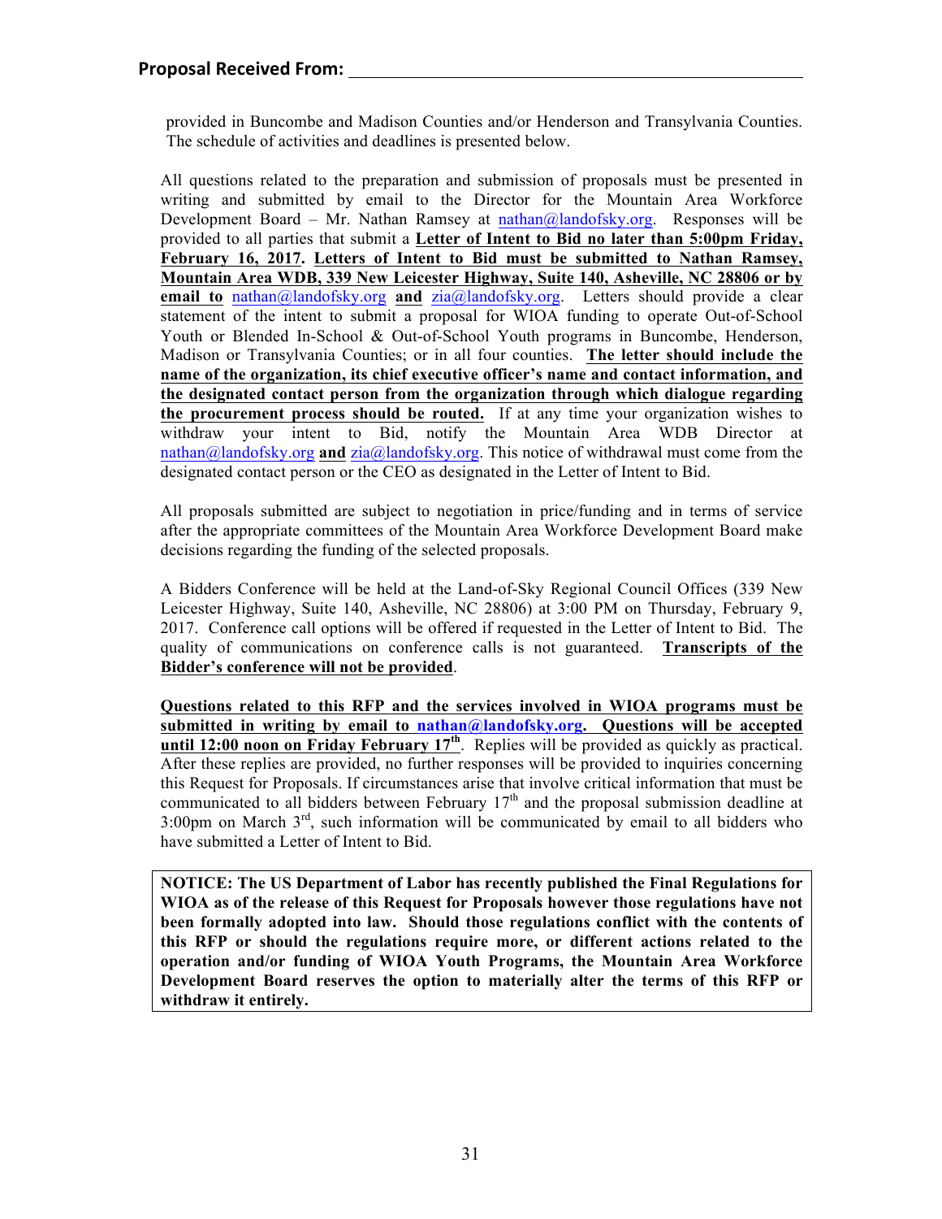**Proposal Received From:** ______________________________

provided in Buncombe and Madison Counties and/or Henderson and Transylvania Counties. The schedule of activities and deadlines is presented below.

All questions related to the preparation and submission of proposals must be presented in writing and submitted by email to the Director for the Mountain Area Workforce Development Board – Mr. Nathan Ramsey at nathan@landofsky.org. Responses will be provided to all parties that submit a **Letter of Intent to Bid no later than 5:00pm Friday, February 16, 2017. Letters of Intent to Bid must be submitted to Nathan Ramsey, Mountain Area WDB, 339 New Leicester Highway, Suite 140, Asheville, NC 28806 or by email to** nathan@landofsky.org **and** zia@landofsky.org. Letters should provide a clear statement of the intent to submit a proposal for WIOA funding to operate Out-of-School Youth or Blended In-School & Out-of-School Youth programs in Buncombe, Henderson, Madison or Transylvania Counties; or in all four counties. **The letter should include the name of the organization, its chief executive officer's name and contact information, and the designated contact person from the organization through which dialogue regarding the procurement process should be routed.** If at any time your organization wishes to withdraw your intent to Bid, notify the Mountain Area WDB Director at nathan@landofsky.org **and** zia@landofsky.org. This notice of withdrawal must come from the designated contact person or the CEO as designated in the Letter of Intent to Bid.

All proposals submitted are subject to negotiation in price/funding and in terms of service after the appropriate committees of the Mountain Area Workforce Development Board make decisions regarding the funding of the selected proposals.

A Bidders Conference will be held at the Land-of-Sky Regional Council Offices (339 New Leicester Highway, Suite 140, Asheville, NC 28806) at 3:00 PM on Thursday, February 9, 2017. Conference call options will be offered if requested in the Letter of Intent to Bid. The quality of communications on conference calls is not guaranteed. **Transcripts of the Bidder's conference will not be provided**.

**Questions related to this RFP and the services involved in WIOA programs must be submitted in writing by email to nathan@landofsky.org. Questions will be accepted until 12:00 noon on Friday February 17th**. Replies will be provided as quickly as practical. After these replies are provided, no further responses will be provided to inquiries concerning this Request for Proposals. If circumstances arise that involve critical information that must be communicated to all bidders between February 17th and the proposal submission deadline at 3:00pm on March 3rd, such information will be communicated by email to all bidders who have submitted a Letter of Intent to Bid.

**NOTICE: The US Department of Labor has recently published the Final Regulations for WIOA as of the release of this Request for Proposals however those regulations have not been formally adopted into law. Should those regulations conflict with the contents of this RFP or should the regulations require more, or different actions related to the operation and/or funding of WIOA Youth Programs, the Mountain Area Workforce Development Board reserves the option to materially alter the terms of this RFP or withdraw it entirely.**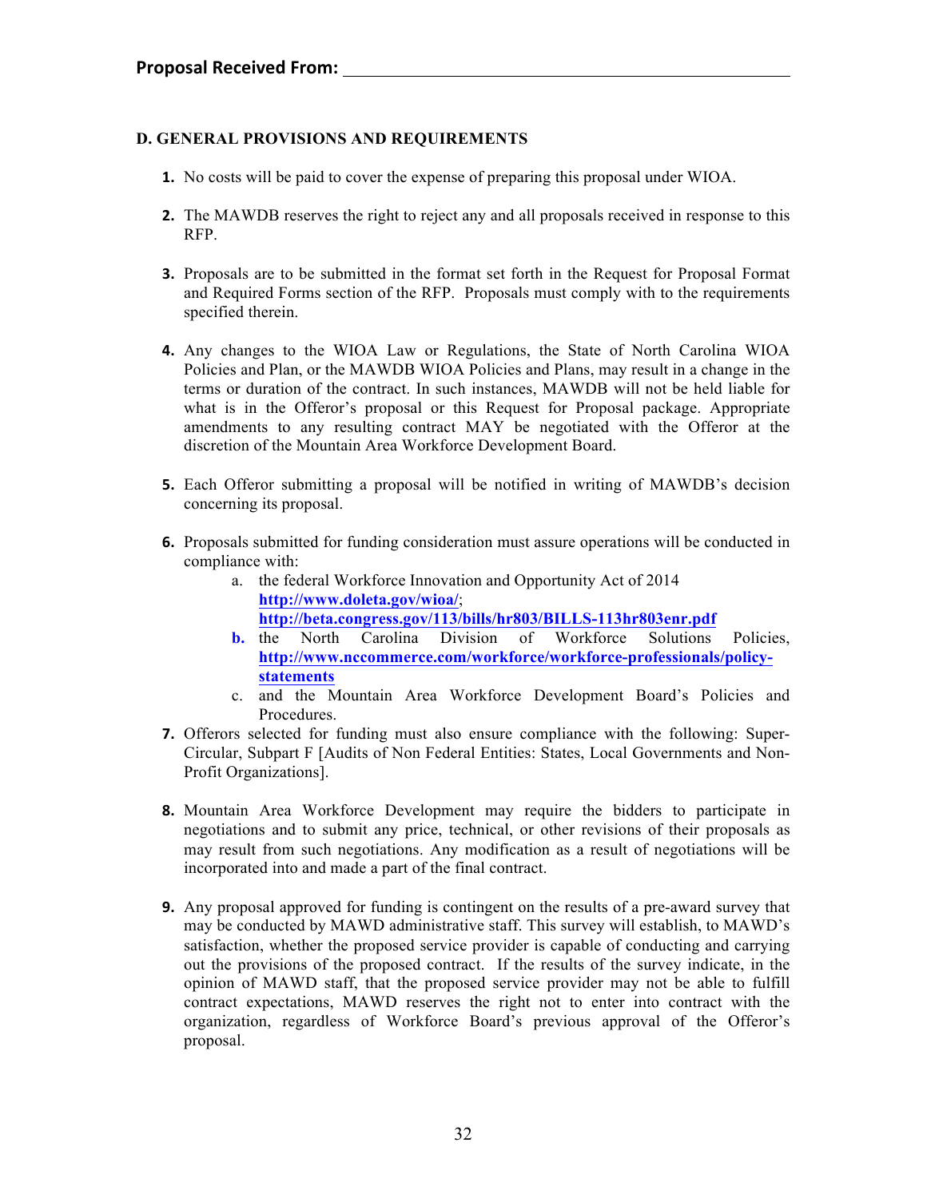**Proposal Received From:** ______________________________

**D. GENERAL PROVISIONS AND REQUIREMENTS**

1. No costs will be paid to cover the expense of preparing this proposal under WIOA.

2. The MAWDB reserves the right to reject any and all proposals received in response to this RFP.

3. Proposals are to be submitted in the format set forth in the Request for Proposal Format and Required Forms section of the RFP. Proposals must comply with to the requirements specified therein.

4. Any changes to the WIOA Law or Regulations, the State of North Carolina WIOA Policies and Plan, or the MAWDB WIOA Policies and Plans, may result in a change in the terms or duration of the contract. In such instances, MAWDB will not be held liable for what is in the Offeror's proposal or this Request for Proposal package. Appropriate amendments to any resulting contract MAY be negotiated with the Offeror at the discretion of the Mountain Area Workforce Development Board.

5. Each Offeror submitting a proposal will be notified in writing of MAWDB's decision concerning its proposal.

6. Proposals submitted for funding consideration must assure operations will be conducted in compliance with:
   a. the federal Workforce Innovation and Opportunity Act of 2014 **http://www.doleta.gov/wioa/**; **http://beta.congress.gov/113/bills/hr803/BILLS-113hr803enr.pdf**
   b. the North Carolina Division of Workforce Solutions Policies, **http://www.nccommerce.com/workforce/workforce-professionals/policy-statements**
   c. and the Mountain Area Workforce Development Board's Policies and Procedures.

7. Offerors selected for funding must also ensure compliance with the following: Super-Circular, Subpart F [Audits of Non Federal Entities: States, Local Governments and Non-Profit Organizations].

8. Mountain Area Workforce Development may require the bidders to participate in negotiations and to submit any price, technical, or other revisions of their proposals as may result from such negotiations. Any modification as a result of negotiations will be incorporated into and made a part of the final contract.

9. Any proposal approved for funding is contingent on the results of a pre-award survey that may be conducted by MAWD administrative staff. This survey will establish, to MAWD's satisfaction, whether the proposed service provider is capable of conducting and carrying out the provisions of the proposed contract. If the results of the survey indicate, in the opinion of MAWD staff, that the proposed service provider may not be able to fulfill contract expectations, MAWD reserves the right not to enter into contract with the organization, regardless of Workforce Board's previous approval of the Offeror's proposal.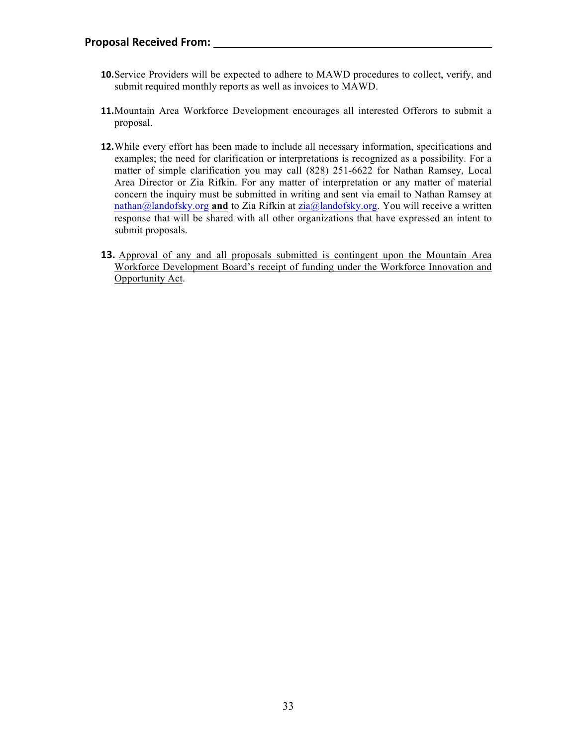**Proposal Received From:** ____________________________________________

**10.** Service Providers will be expected to adhere to MAWD procedures to collect, verify, and submit required monthly reports as well as invoices to MAWD.

**11.** Mountain Area Workforce Development encourages all interested Offerors to submit a proposal.

**12.** While every effort has been made to include all necessary information, specifications and examples; the need for clarification or interpretations is recognized as a possibility. For a matter of simple clarification you may call (828) 251-6622 for Nathan Ramsey, Local Area Director or Zia Rifkin. For any matter of interpretation or any matter of material concern the inquiry must be submitted in writing and sent via email to Nathan Ramsey at nathan@landofsky.org **and** to Zia Rifkin at zia@landofsky.org. You will receive a written response that will be shared with all other organizations that have expressed an intent to submit proposals.

**13.** Approval of any and all proposals submitted is contingent upon the Mountain Area Workforce Development Board's receipt of funding under the Workforce Innovation and Opportunity Act.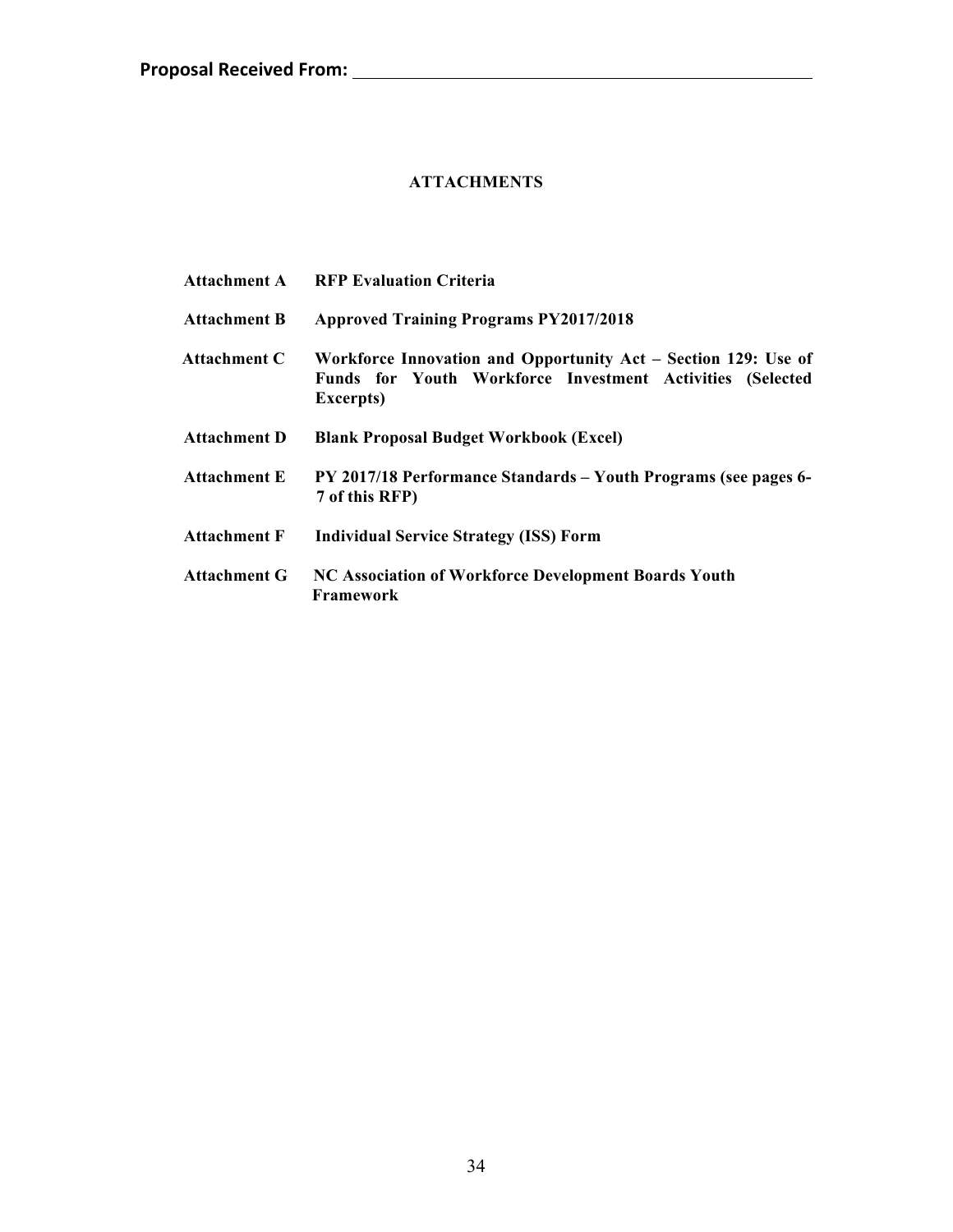**Proposal Received From:** ____________________________________________

## ATTACHMENTS

| | |
|---|---|
| **Attachment A** | **RFP Evaluation Criteria** |
| **Attachment B** | **Approved Training Programs PY2017/2018** |
| **Attachment C** | **Workforce Innovation and Opportunity Act – Section 129: Use of Funds for Youth Workforce Investment Activities (Selected Excerpts)** |
| **Attachment D** | **Blank Proposal Budget Workbook (Excel)** |
| **Attachment E** | **PY 2017/18 Performance Standards – Youth Programs (see pages 6-7 of this RFP)** |
| **Attachment F** | **Individual Service Strategy (ISS) Form** |
| **Attachment G** | **NC Association of Workforce Development Boards Youth Framework** |